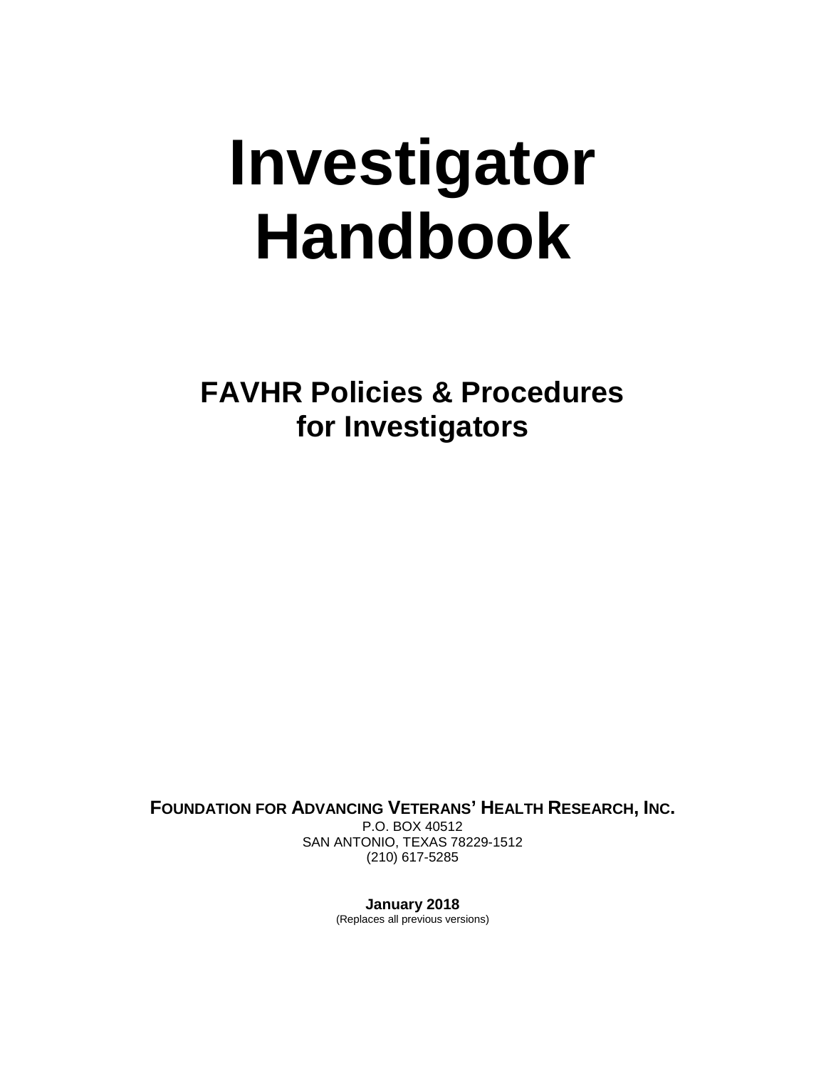# Investigator Handbook

## FAVHR Policies & Procedures for Investigators

**FOUNDATION FOR ADVANCING VETERANS' HEALTH RESEARCH, INC.**

P.O. BOX 40512
SAN ANTONIO, TEXAS 78229-1512
(210) 617-5285

**January 2018**
(Replaces all previous versions)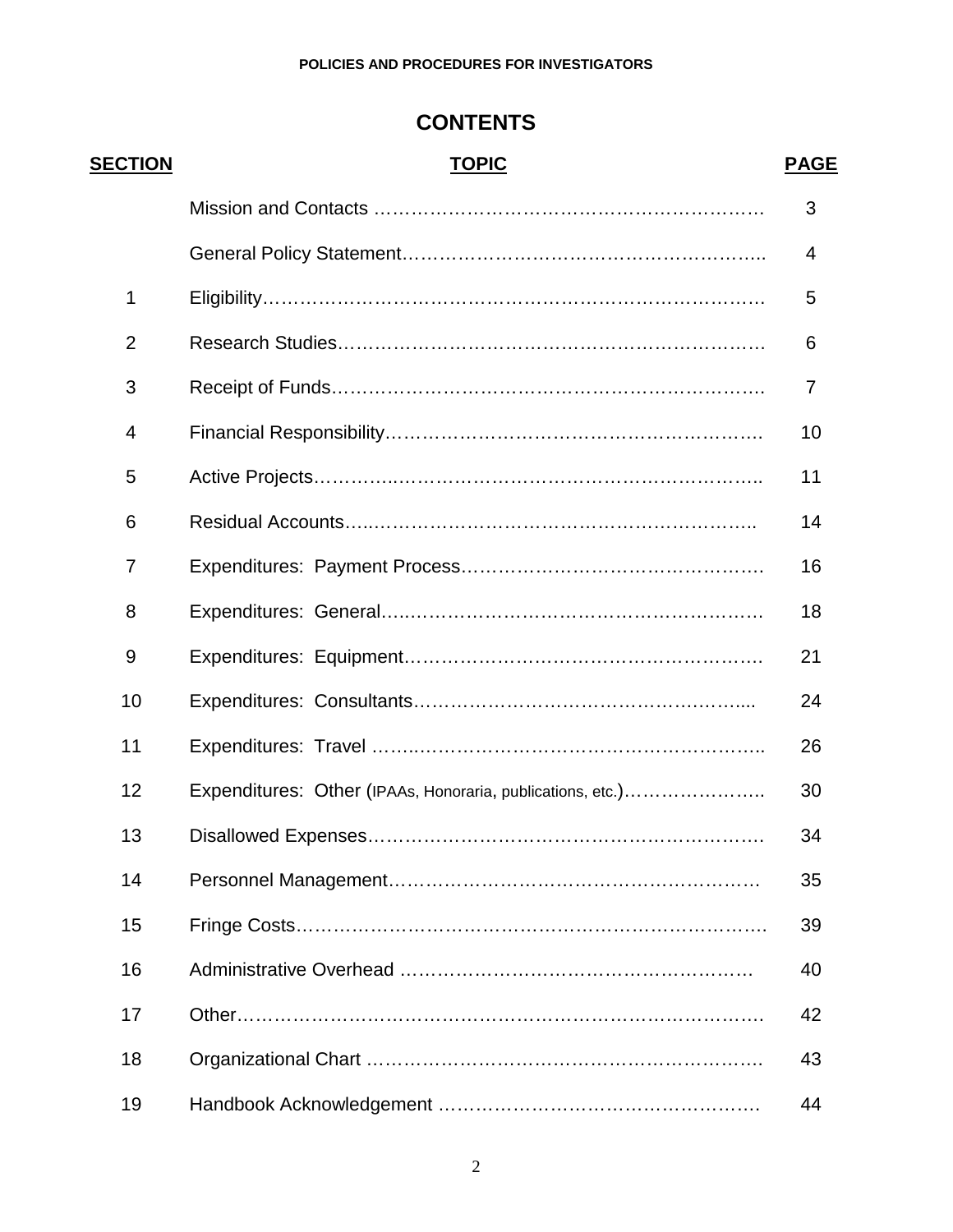# CONTENTS

| SECTION | TOPIC | PAGE |
|---|---|---|
| | Mission and Contacts | 3 |
| | General Policy Statement | 4 |
| 1 | Eligibility | 5 |
| 2 | Research Studies | 6 |
| 3 | Receipt of Funds | 7 |
| 4 | Financial Responsibility | 10 |
| 5 | Active Projects | 11 |
| 6 | Residual Accounts | 14 |
| 7 | Expenditures: Payment Process | 16 |
| 8 | Expenditures: General | 18 |
| 9 | Expenditures: Equipment | 21 |
| 10 | Expenditures: Consultants | 24 |
| 11 | Expenditures: Travel | 26 |
| 12 | Expenditures: Other (IPAAs, Honoraria, publications, etc.) | 30 |
| 13 | Disallowed Expenses | 34 |
| 14 | Personnel Management | 35 |
| 15 | Fringe Costs | 39 |
| 16 | Administrative Overhead | 40 |
| 17 | Other | 42 |
| 18 | Organizational Chart | 43 |
| 19 | Handbook Acknowledgement | 44 |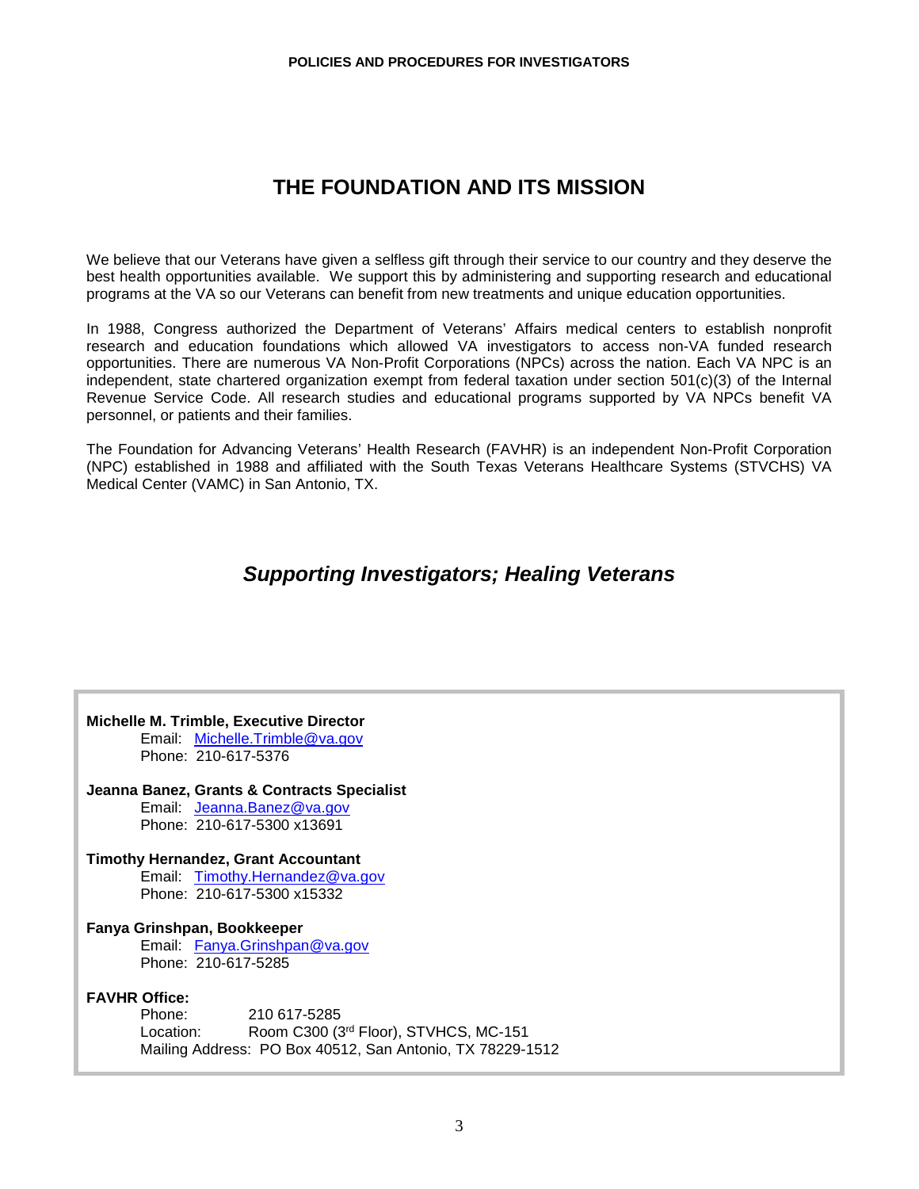# THE FOUNDATION AND ITS MISSION

We believe that our Veterans have given a selfless gift through their service to our country and they deserve the best health opportunities available. We support this by administering and supporting research and educational programs at the VA so our Veterans can benefit from new treatments and unique education opportunities.

In 1988, Congress authorized the Department of Veterans' Affairs medical centers to establish nonprofit research and education foundations which allowed VA investigators to access non-VA funded research opportunities. There are numerous VA Non-Profit Corporations (NPCs) across the nation. Each VA NPC is an independent, state chartered organization exempt from federal taxation under section 501(c)(3) of the Internal Revenue Service Code. All research studies and educational programs supported by VA NPCs benefit VA personnel, or patients and their families.

The Foundation for Advancing Veterans' Health Research (FAVHR) is an independent Non-Profit Corporation (NPC) established in 1988 and affiliated with the South Texas Veterans Healthcare Systems (STVCHS) VA Medical Center (VAMC) in San Antonio, TX.

## *Supporting Investigators; Healing Veterans*

**Michelle M. Trimble, Executive Director**
Email: Michelle.Trimble@va.gov
Phone: 210-617-5376

**Jeanna Banez, Grants & Contracts Specialist**
Email: Jeanna.Banez@va.gov
Phone: 210-617-5300 x13691

**Timothy Hernandez, Grant Accountant**
Email: Timothy.Hernandez@va.gov
Phone: 210-617-5300 x15332

**Fanya Grinshpan, Bookkeeper**
Email: Fanya.Grinshpan@va.gov
Phone: 210-617-5285

**FAVHR Office:**
Phone: 210 617-5285
Location: Room C300 (3rd Floor), STVHCS, MC-151
Mailing Address: PO Box 40512, San Antonio, TX 78229-1512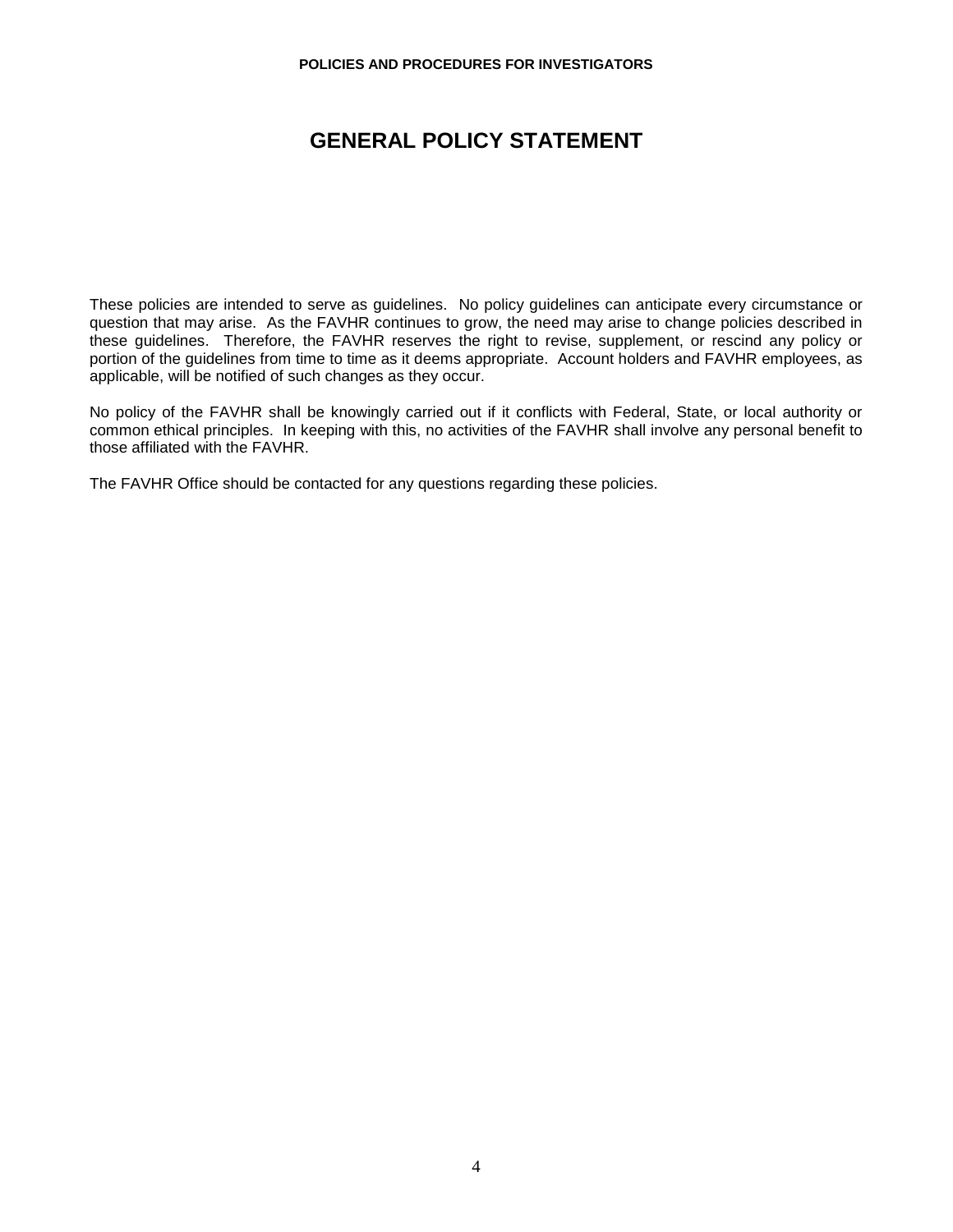# GENERAL POLICY STATEMENT

These policies are intended to serve as guidelines. No policy guidelines can anticipate every circumstance or question that may arise. As the FAVHR continues to grow, the need may arise to change policies described in these guidelines. Therefore, the FAVHR reserves the right to revise, supplement, or rescind any policy or portion of the guidelines from time to time as it deems appropriate. Account holders and FAVHR employees, as applicable, will be notified of such changes as they occur.

No policy of the FAVHR shall be knowingly carried out if it conflicts with Federal, State, or local authority or common ethical principles. In keeping with this, no activities of the FAVHR shall involve any personal benefit to those affiliated with the FAVHR.

The FAVHR Office should be contacted for any questions regarding these policies.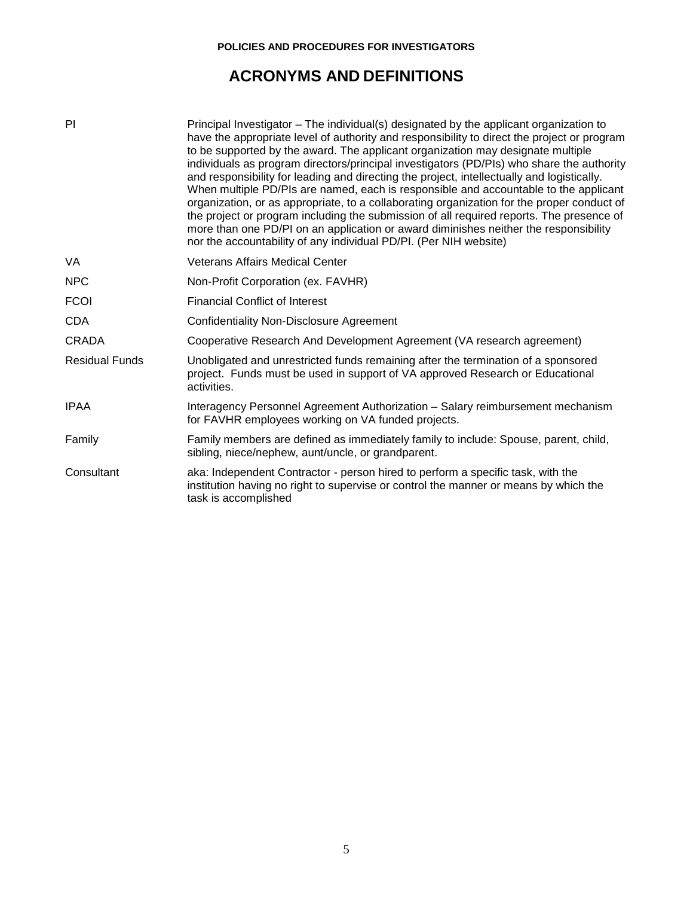# ACRONYMS AND DEFINITIONS

| | |
|---|---|
| PI | Principal Investigator – The individual(s) designated by the applicant organization to have the appropriate level of authority and responsibility to direct the project or program to be supported by the award. The applicant organization may designate multiple individuals as program directors/principal investigators (PD/PIs) who share the authority and responsibility for leading and directing the project, intellectually and logistically. When multiple PD/PIs are named, each is responsible and accountable to the applicant organization, or as appropriate, to a collaborating organization for the proper conduct of the project or program including the submission of all required reports. The presence of more than one PD/PI on an application or award diminishes neither the responsibility nor the accountability of any individual PD/PI. (Per NIH website) |
| VA | Veterans Affairs Medical Center |
| NPC | Non-Profit Corporation (ex. FAVHR) |
| FCOI | Financial Conflict of Interest |
| CDA | Confidentiality Non-Disclosure Agreement |
| CRADA | Cooperative Research And Development Agreement (VA research agreement) |
| Residual Funds | Unobligated and unrestricted funds remaining after the termination of a sponsored project. Funds must be used in support of VA approved Research or Educational activities. |
| IPAA | Interagency Personnel Agreement Authorization – Salary reimbursement mechanism for FAVHR employees working on VA funded projects. |
| Family | Family members are defined as immediately family to include: Spouse, parent, child, sibling, niece/nephew, aunt/uncle, or grandparent. |
| Consultant | aka: Independent Contractor - person hired to perform a specific task, with the institution having no right to supervise or control the manner or means by which the task is accomplished |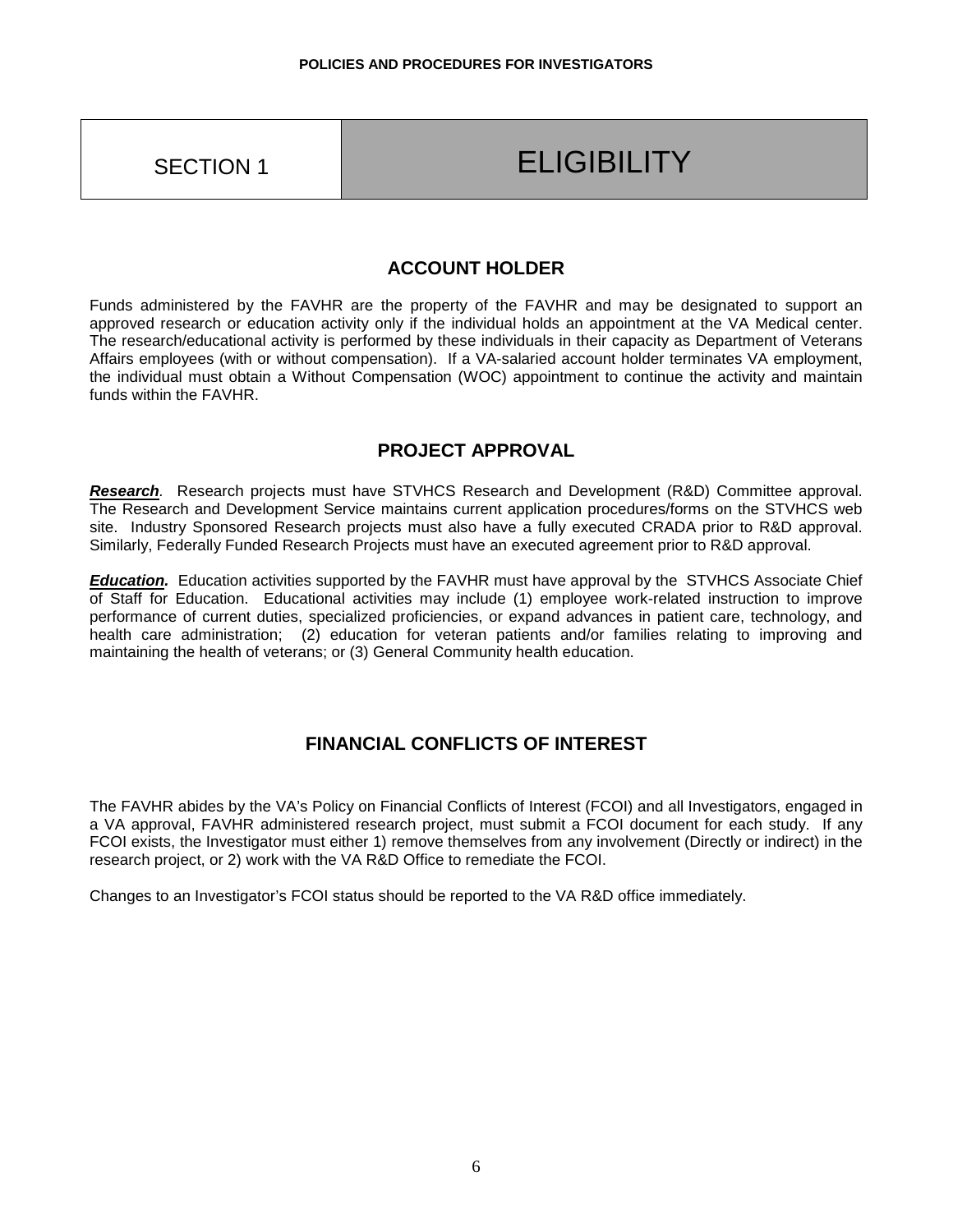# SECTION 1 ELIGIBILITY

## ACCOUNT HOLDER

Funds administered by the FAVHR are the property of the FAVHR and may be designated to support an approved research or education activity only if the individual holds an appointment at the VA Medical center. The research/educational activity is performed by these individuals in their capacity as Department of Veterans Affairs employees (with or without compensation). If a VA-salaried account holder terminates VA employment, the individual must obtain a Without Compensation (WOC) appointment to continue the activity and maintain funds within the FAVHR.

## PROJECT APPROVAL

***Research***. Research projects must have STVHCS Research and Development (R&D) Committee approval. The Research and Development Service maintains current application procedures/forms on the STVHCS web site. Industry Sponsored Research projects must also have a fully executed CRADA prior to R&D approval. Similarly, Federally Funded Research Projects must have an executed agreement prior to R&D approval.

***Education.*** Education activities supported by the FAVHR must have approval by the STVHCS Associate Chief of Staff for Education. Educational activities may include (1) employee work-related instruction to improve performance of current duties, specialized proficiencies, or expand advances in patient care, technology, and health care administration; (2) education for veteran patients and/or families relating to improving and maintaining the health of veterans; or (3) General Community health education.

## FINANCIAL CONFLICTS OF INTEREST

The FAVHR abides by the VA's Policy on Financial Conflicts of Interest (FCOI) and all Investigators, engaged in a VA approval, FAVHR administered research project, must submit a FCOI document for each study. If any FCOI exists, the Investigator must either 1) remove themselves from any involvement (Directly or indirect) in the research project, or 2) work with the VA R&D Office to remediate the FCOI.

Changes to an Investigator's FCOI status should be reported to the VA R&D office immediately.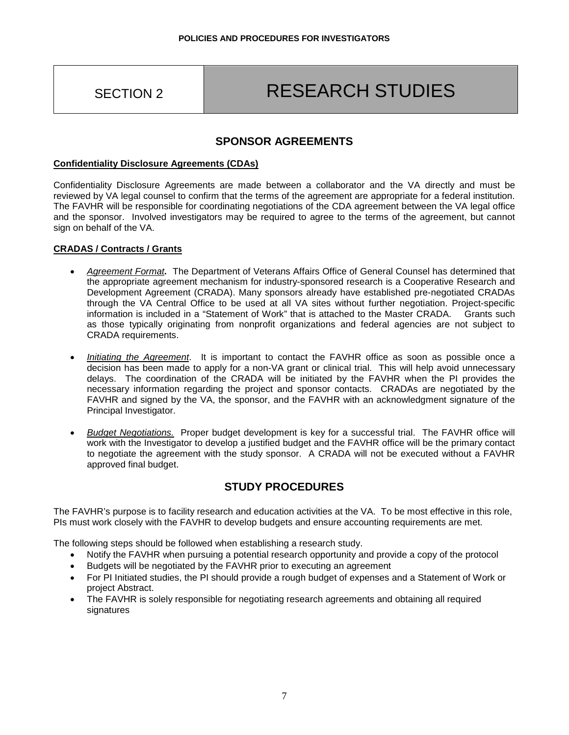# SECTION 2 RESEARCH STUDIES

## SPONSOR AGREEMENTS

**Confidentiality Disclosure Agreements (CDAs)**

Confidentiality Disclosure Agreements are made between a collaborator and the VA directly and must be reviewed by VA legal counsel to confirm that the terms of the agreement are appropriate for a federal institution. The FAVHR will be responsible for coordinating negotiations of the CDA agreement between the VA legal office and the sponsor. Involved investigators may be required to agree to the terms of the agreement, but cannot sign on behalf of the VA.

**CRADAS / Contracts / Grants**

- *Agreement Format.* The Department of Veterans Affairs Office of General Counsel has determined that the appropriate agreement mechanism for industry-sponsored research is a Cooperative Research and Development Agreement (CRADA). Many sponsors already have established pre-negotiated CRADAs through the VA Central Office to be used at all VA sites without further negotiation. Project-specific information is included in a "Statement of Work" that is attached to the Master CRADA. Grants such as those typically originating from nonprofit organizations and federal agencies are not subject to CRADA requirements.

- *Initiating the Agreement*. It is important to contact the FAVHR office as soon as possible once a decision has been made to apply for a non-VA grant or clinical trial. This will help avoid unnecessary delays. The coordination of the CRADA will be initiated by the FAVHR when the PI provides the necessary information regarding the project and sponsor contacts. CRADAs are negotiated by the FAVHR and signed by the VA, the sponsor, and the FAVHR with an acknowledgment signature of the Principal Investigator.

- *Budget Negotiations.* Proper budget development is key for a successful trial. The FAVHR office will work with the Investigator to develop a justified budget and the FAVHR office will be the primary contact to negotiate the agreement with the study sponsor. A CRADA will not be executed without a FAVHR approved final budget.

## STUDY PROCEDURES

The FAVHR's purpose is to facility research and education activities at the VA. To be most effective in this role, PIs must work closely with the FAVHR to develop budgets and ensure accounting requirements are met.

The following steps should be followed when establishing a research study.

- Notify the FAVHR when pursuing a potential research opportunity and provide a copy of the protocol
- Budgets will be negotiated by the FAVHR prior to executing an agreement
- For PI Initiated studies, the PI should provide a rough budget of expenses and a Statement of Work or project Abstract.
- The FAVHR is solely responsible for negotiating research agreements and obtaining all required signatures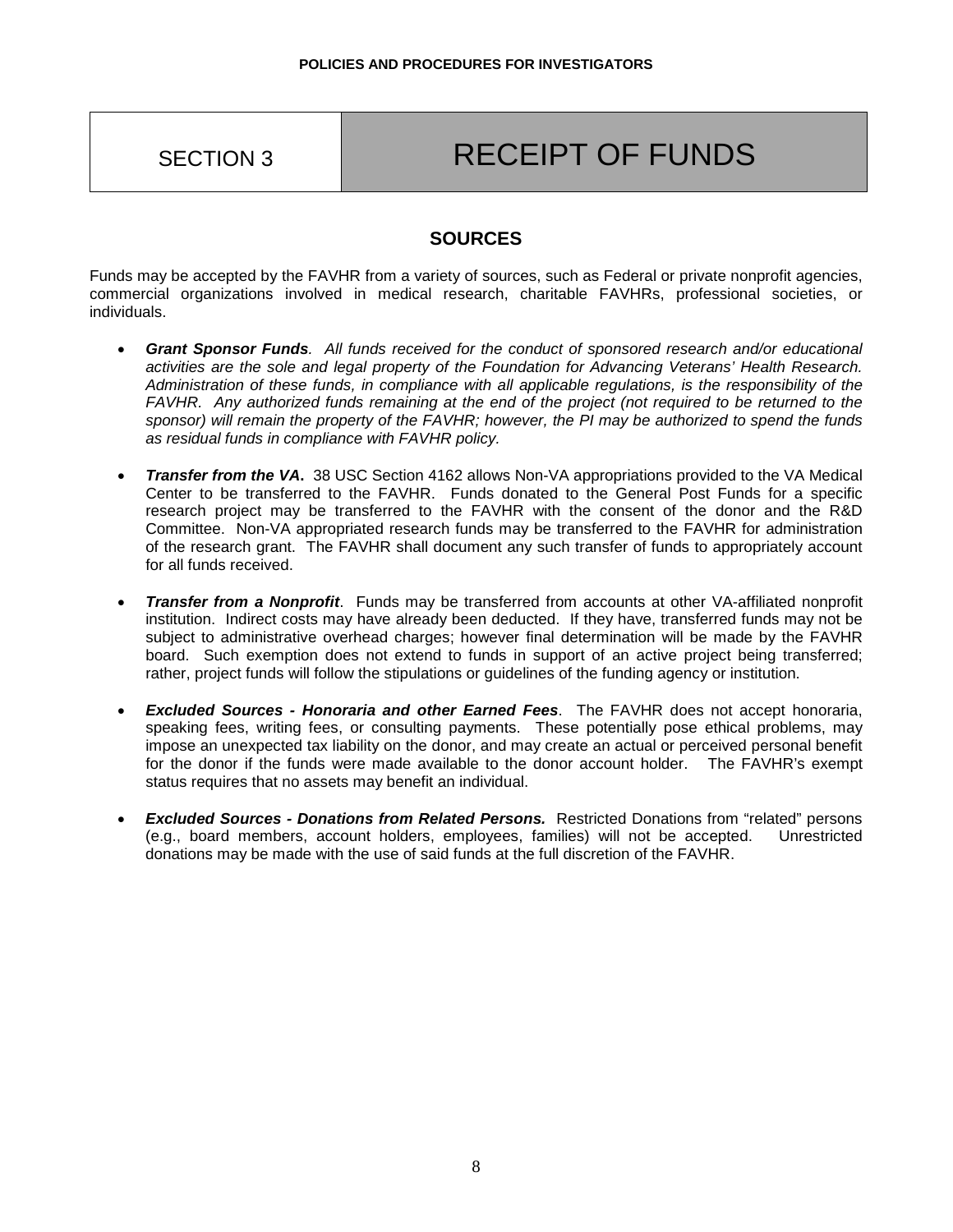# SECTION 3 RECEIPT OF FUNDS

## SOURCES

Funds may be accepted by the FAVHR from a variety of sources, such as Federal or private nonprofit agencies, commercial organizations involved in medical research, charitable FAVHRs, professional societies, or individuals.

- ***Grant Sponsor Funds****. All funds received for the conduct of sponsored research and/or educational activities are the sole and legal property of the Foundation for Advancing Veterans' Health Research. Administration of these funds, in compliance with all applicable regulations, is the responsibility of the FAVHR. Any authorized funds remaining at the end of the project (not required to be returned to the sponsor) will remain the property of the FAVHR; however, the PI may be authorized to spend the funds as residual funds in compliance with FAVHR policy.*

- ***Transfer from the VA*****.** 38 USC Section 4162 allows Non-VA appropriations provided to the VA Medical Center to be transferred to the FAVHR. Funds donated to the General Post Funds for a specific research project may be transferred to the FAVHR with the consent of the donor and the R&D Committee. Non-VA appropriated research funds may be transferred to the FAVHR for administration of the research grant. The FAVHR shall document any such transfer of funds to appropriately account for all funds received.

- ***Transfer from a Nonprofit***. Funds may be transferred from accounts at other VA-affiliated nonprofit institution. Indirect costs may have already been deducted. If they have, transferred funds may not be subject to administrative overhead charges; however final determination will be made by the FAVHR board. Such exemption does not extend to funds in support of an active project being transferred; rather, project funds will follow the stipulations or guidelines of the funding agency or institution.

- ***Excluded Sources - Honoraria and other Earned Fees***. The FAVHR does not accept honoraria, speaking fees, writing fees, or consulting payments. These potentially pose ethical problems, may impose an unexpected tax liability on the donor, and may create an actual or perceived personal benefit for the donor if the funds were made available to the donor account holder. The FAVHR's exempt status requires that no assets may benefit an individual.

- ***Excluded Sources - Donations from Related Persons.*** Restricted Donations from "related" persons (e.g., board members, account holders, employees, families) will not be accepted. Unrestricted donations may be made with the use of said funds at the full discretion of the FAVHR.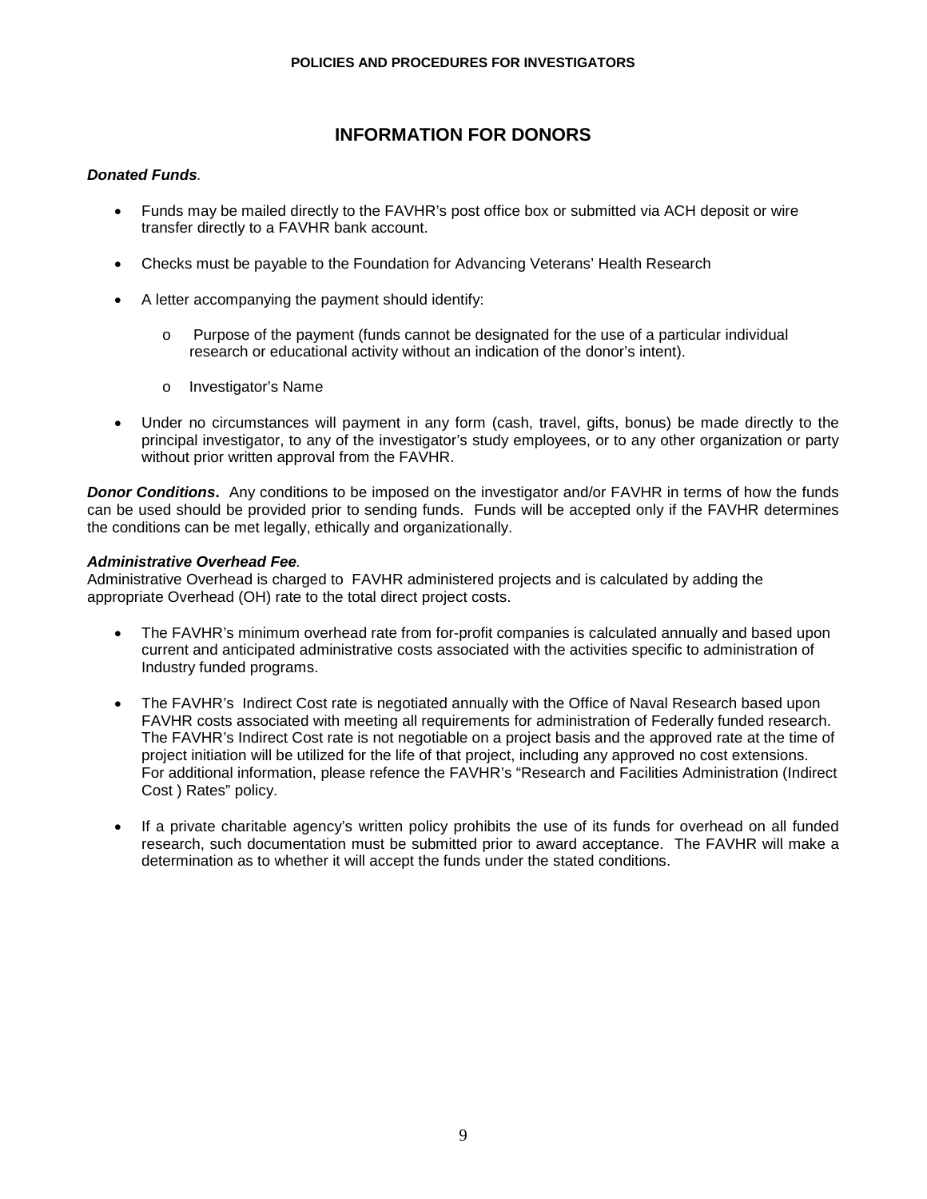# INFORMATION FOR DONORS

***Donated Funds***.

- Funds may be mailed directly to the FAVHR's post office box or submitted via ACH deposit or wire transfer directly to a FAVHR bank account.
- Checks must be payable to the Foundation for Advancing Veterans' Health Research
- A letter accompanying the payment should identify:
  - Purpose of the payment (funds cannot be designated for the use of a particular individual research or educational activity without an indication of the donor's intent).
  - Investigator's Name
- Under no circumstances will payment in any form (cash, travel, gifts, bonus) be made directly to the principal investigator, to any of the investigator's study employees, or to any other organization or party without prior written approval from the FAVHR.

***Donor Conditions*.** Any conditions to be imposed on the investigator and/or FAVHR in terms of how the funds can be used should be provided prior to sending funds. Funds will be accepted only if the FAVHR determines the conditions can be met legally, ethically and organizationally.

***Administrative Overhead Fee***.
Administrative Overhead is charged to FAVHR administered projects and is calculated by adding the appropriate Overhead (OH) rate to the total direct project costs.

- The FAVHR's minimum overhead rate from for-profit companies is calculated annually and based upon current and anticipated administrative costs associated with the activities specific to administration of Industry funded programs.
- The FAVHR's Indirect Cost rate is negotiated annually with the Office of Naval Research based upon FAVHR costs associated with meeting all requirements for administration of Federally funded research. The FAVHR's Indirect Cost rate is not negotiable on a project basis and the approved rate at the time of project initiation will be utilized for the life of that project, including any approved no cost extensions. For additional information, please refence the FAVHR's "Research and Facilities Administration (Indirect Cost ) Rates" policy.
- If a private charitable agency's written policy prohibits the use of its funds for overhead on all funded research, such documentation must be submitted prior to award acceptance. The FAVHR will make a determination as to whether it will accept the funds under the stated conditions.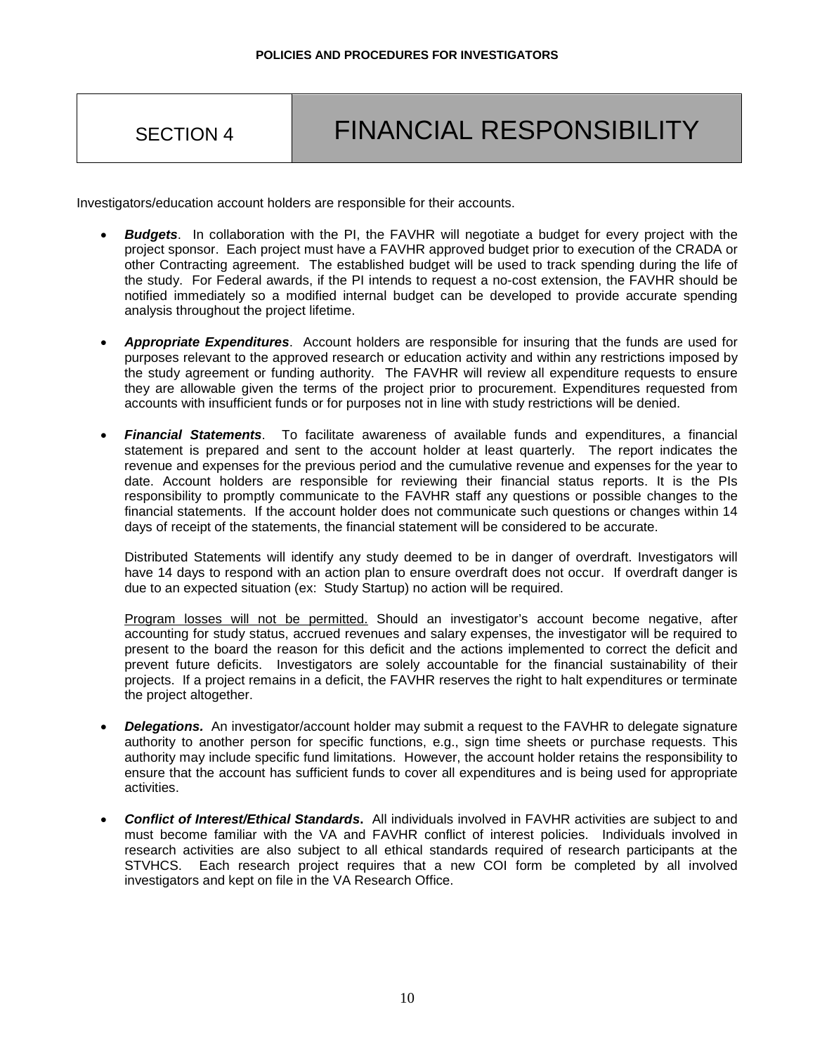# SECTION 4 FINANCIAL RESPONSIBILITY

Investigators/education account holders are responsible for their accounts.

- ***Budgets***. In collaboration with the PI, the FAVHR will negotiate a budget for every project with the project sponsor. Each project must have a FAVHR approved budget prior to execution of the CRADA or other Contracting agreement. The established budget will be used to track spending during the life of the study. For Federal awards, if the PI intends to request a no-cost extension, the FAVHR should be notified immediately so a modified internal budget can be developed to provide accurate spending analysis throughout the project lifetime.

- ***Appropriate Expenditures***. Account holders are responsible for insuring that the funds are used for purposes relevant to the approved research or education activity and within any restrictions imposed by the study agreement or funding authority. The FAVHR will review all expenditure requests to ensure they are allowable given the terms of the project prior to procurement. Expenditures requested from accounts with insufficient funds or for purposes not in line with study restrictions will be denied.

- ***Financial Statements***. To facilitate awareness of available funds and expenditures, a financial statement is prepared and sent to the account holder at least quarterly. The report indicates the revenue and expenses for the previous period and the cumulative revenue and expenses for the year to date. Account holders are responsible for reviewing their financial status reports. It is the PIs responsibility to promptly communicate to the FAVHR staff any questions or possible changes to the financial statements. If the account holder does not communicate such questions or changes within 14 days of receipt of the statements, the financial statement will be considered to be accurate.

  Distributed Statements will identify any study deemed to be in danger of overdraft. Investigators will have 14 days to respond with an action plan to ensure overdraft does not occur. If overdraft danger is due to an expected situation (ex: Study Startup) no action will be required.

  <u>Program losses will not be permitted.</u> Should an investigator's account become negative, after accounting for study status, accrued revenues and salary expenses, the investigator will be required to present to the board the reason for this deficit and the actions implemented to correct the deficit and prevent future deficits. Investigators are solely accountable for the financial sustainability of their projects. If a project remains in a deficit, the FAVHR reserves the right to halt expenditures or terminate the project altogether.

- ***Delegations.*** An investigator/account holder may submit a request to the FAVHR to delegate signature authority to another person for specific functions, e.g., sign time sheets or purchase requests. This authority may include specific fund limitations. However, the account holder retains the responsibility to ensure that the account has sufficient funds to cover all expenditures and is being used for appropriate activities.

- ***Conflict of Interest/Ethical Standards***. All individuals involved in FAVHR activities are subject to and must become familiar with the VA and FAVHR conflict of interest policies. Individuals involved in research activities are also subject to all ethical standards required of research participants at the STVHCS. Each research project requires that a new COI form be completed by all involved investigators and kept on file in the VA Research Office.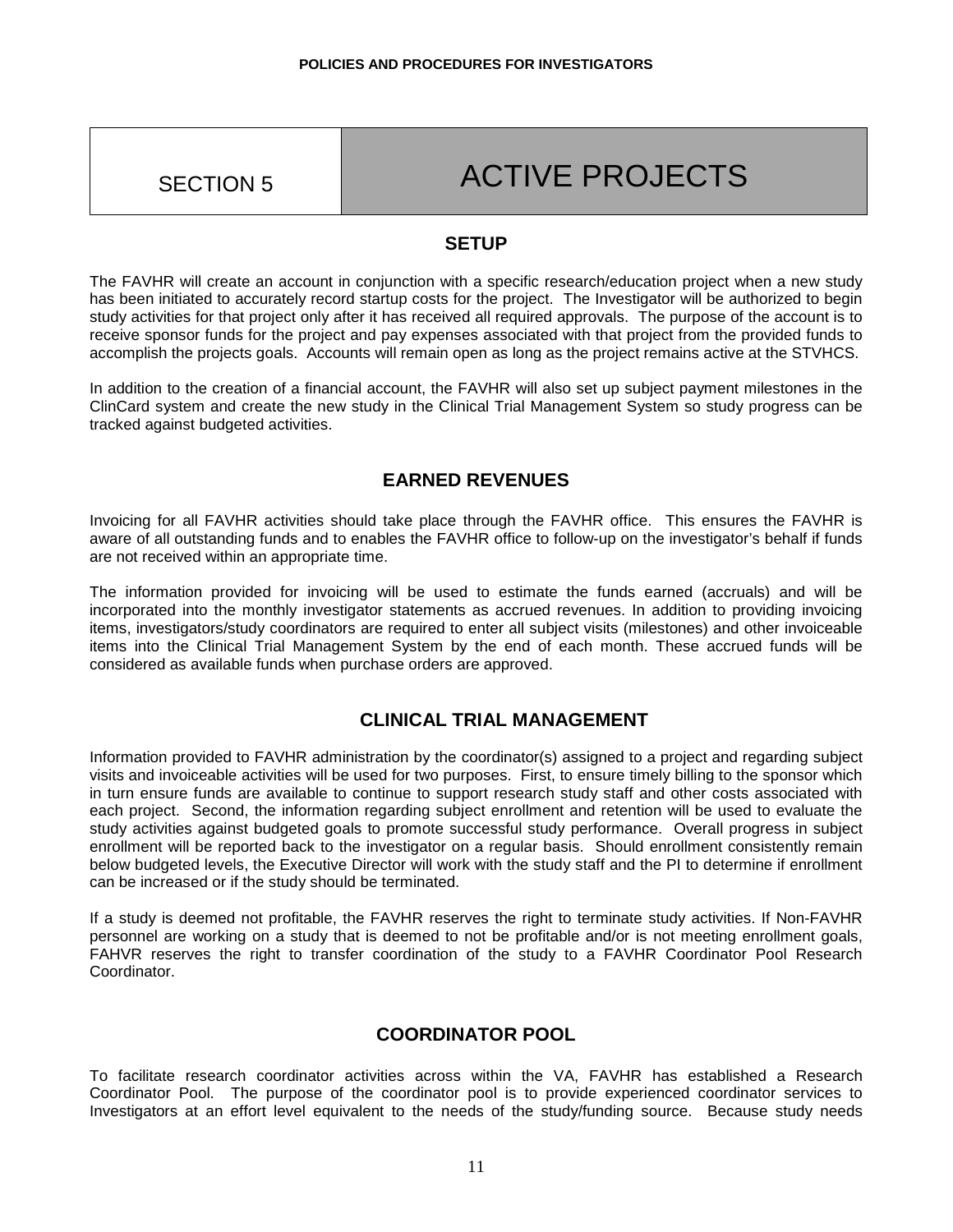# SECTION 5 ACTIVE PROJECTS

## SETUP

The FAVHR will create an account in conjunction with a specific research/education project when a new study has been initiated to accurately record startup costs for the project. The Investigator will be authorized to begin study activities for that project only after it has received all required approvals. The purpose of the account is to receive sponsor funds for the project and pay expenses associated with that project from the provided funds to accomplish the projects goals. Accounts will remain open as long as the project remains active at the STVHCS.

In addition to the creation of a financial account, the FAVHR will also set up subject payment milestones in the ClinCard system and create the new study in the Clinical Trial Management System so study progress can be tracked against budgeted activities.

## EARNED REVENUES

Invoicing for all FAVHR activities should take place through the FAVHR office. This ensures the FAVHR is aware of all outstanding funds and to enables the FAVHR office to follow-up on the investigator's behalf if funds are not received within an appropriate time.

The information provided for invoicing will be used to estimate the funds earned (accruals) and will be incorporated into the monthly investigator statements as accrued revenues. In addition to providing invoicing items, investigators/study coordinators are required to enter all subject visits (milestones) and other invoiceable items into the Clinical Trial Management System by the end of each month. These accrued funds will be considered as available funds when purchase orders are approved.

## CLINICAL TRIAL MANAGEMENT

Information provided to FAVHR administration by the coordinator(s) assigned to a project and regarding subject visits and invoiceable activities will be used for two purposes. First, to ensure timely billing to the sponsor which in turn ensure funds are available to continue to support research study staff and other costs associated with each project. Second, the information regarding subject enrollment and retention will be used to evaluate the study activities against budgeted goals to promote successful study performance. Overall progress in subject enrollment will be reported back to the investigator on a regular basis. Should enrollment consistently remain below budgeted levels, the Executive Director will work with the study staff and the PI to determine if enrollment can be increased or if the study should be terminated.

If a study is deemed not profitable, the FAVHR reserves the right to terminate study activities. If Non-FAVHR personnel are working on a study that is deemed to not be profitable and/or is not meeting enrollment goals, FAHVR reserves the right to transfer coordination of the study to a FAVHR Coordinator Pool Research Coordinator.

## COORDINATOR POOL

To facilitate research coordinator activities across within the VA, FAVHR has established a Research Coordinator Pool. The purpose of the coordinator pool is to provide experienced coordinator services to Investigators at an effort level equivalent to the needs of the study/funding source. Because study needs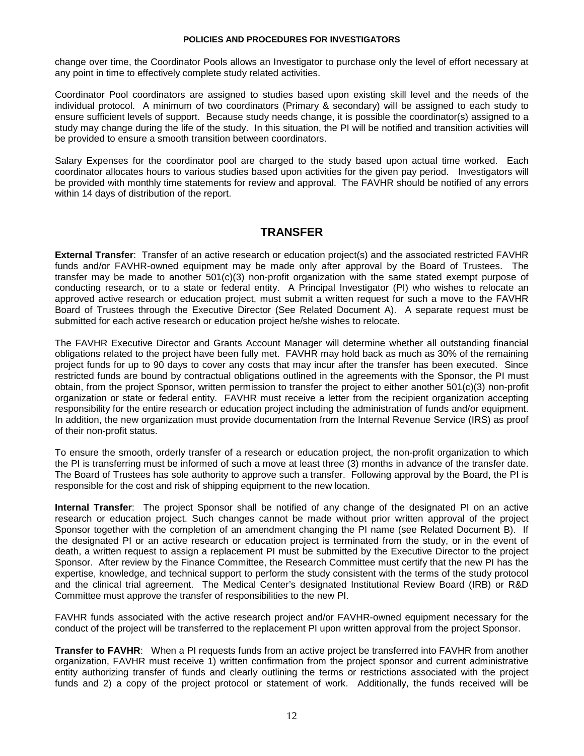change over time, the Coordinator Pools allows an Investigator to purchase only the level of effort necessary at any point in time to effectively complete study related activities.

Coordinator Pool coordinators are assigned to studies based upon existing skill level and the needs of the individual protocol. A minimum of two coordinators (Primary & secondary) will be assigned to each study to ensure sufficient levels of support. Because study needs change, it is possible the coordinator(s) assigned to a study may change during the life of the study. In this situation, the PI will be notified and transition activities will be provided to ensure a smooth transition between coordinators.

Salary Expenses for the coordinator pool are charged to the study based upon actual time worked. Each coordinator allocates hours to various studies based upon activities for the given pay period. Investigators will be provided with monthly time statements for review and approval. The FAVHR should be notified of any errors within 14 days of distribution of the report.

## TRANSFER

**External Transfer**: Transfer of an active research or education project(s) and the associated restricted FAVHR funds and/or FAVHR-owned equipment may be made only after approval by the Board of Trustees. The transfer may be made to another 501(c)(3) non-profit organization with the same stated exempt purpose of conducting research, or to a state or federal entity. A Principal Investigator (PI) who wishes to relocate an approved active research or education project, must submit a written request for such a move to the FAVHR Board of Trustees through the Executive Director (See Related Document A). A separate request must be submitted for each active research or education project he/she wishes to relocate.

The FAVHR Executive Director and Grants Account Manager will determine whether all outstanding financial obligations related to the project have been fully met. FAVHR may hold back as much as 30% of the remaining project funds for up to 90 days to cover any costs that may incur after the transfer has been executed. Since restricted funds are bound by contractual obligations outlined in the agreements with the Sponsor, the PI must obtain, from the project Sponsor, written permission to transfer the project to either another 501(c)(3) non-profit organization or state or federal entity. FAVHR must receive a letter from the recipient organization accepting responsibility for the entire research or education project including the administration of funds and/or equipment. In addition, the new organization must provide documentation from the Internal Revenue Service (IRS) as proof of their non-profit status.

To ensure the smooth, orderly transfer of a research or education project, the non-profit organization to which the PI is transferring must be informed of such a move at least three (3) months in advance of the transfer date. The Board of Trustees has sole authority to approve such a transfer. Following approval by the Board, the PI is responsible for the cost and risk of shipping equipment to the new location.

**Internal Transfer**: The project Sponsor shall be notified of any change of the designated PI on an active research or education project. Such changes cannot be made without prior written approval of the project Sponsor together with the completion of an amendment changing the PI name (see Related Document B). If the designated PI or an active research or education project is terminated from the study, or in the event of death, a written request to assign a replacement PI must be submitted by the Executive Director to the project Sponsor. After review by the Finance Committee, the Research Committee must certify that the new PI has the expertise, knowledge, and technical support to perform the study consistent with the terms of the study protocol and the clinical trial agreement. The Medical Center's designated Institutional Review Board (IRB) or R&D Committee must approve the transfer of responsibilities to the new PI.

FAVHR funds associated with the active research project and/or FAVHR-owned equipment necessary for the conduct of the project will be transferred to the replacement PI upon written approval from the project Sponsor.

**Transfer to FAVHR**: When a PI requests funds from an active project be transferred into FAVHR from another organization, FAVHR must receive 1) written confirmation from the project sponsor and current administrative entity authorizing transfer of funds and clearly outlining the terms or restrictions associated with the project funds and 2) a copy of the project protocol or statement of work. Additionally, the funds received will be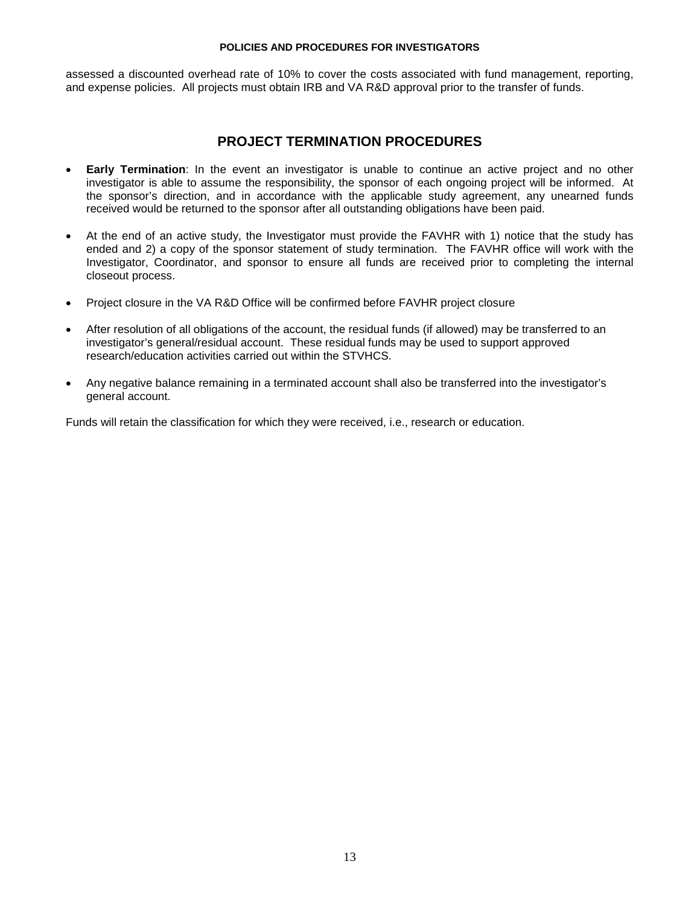assessed a discounted overhead rate of 10% to cover the costs associated with fund management, reporting, and expense policies. All projects must obtain IRB and VA R&D approval prior to the transfer of funds.

## PROJECT TERMINATION PROCEDURES

- **Early Termination**: In the event an investigator is unable to continue an active project and no other investigator is able to assume the responsibility, the sponsor of each ongoing project will be informed. At the sponsor's direction, and in accordance with the applicable study agreement, any unearned funds received would be returned to the sponsor after all outstanding obligations have been paid.
- At the end of an active study, the Investigator must provide the FAVHR with 1) notice that the study has ended and 2) a copy of the sponsor statement of study termination. The FAVHR office will work with the Investigator, Coordinator, and sponsor to ensure all funds are received prior to completing the internal closeout process.
- Project closure in the VA R&D Office will be confirmed before FAVHR project closure
- After resolution of all obligations of the account, the residual funds (if allowed) may be transferred to an investigator's general/residual account. These residual funds may be used to support approved research/education activities carried out within the STVHCS.
- Any negative balance remaining in a terminated account shall also be transferred into the investigator's general account.

Funds will retain the classification for which they were received, i.e., research or education.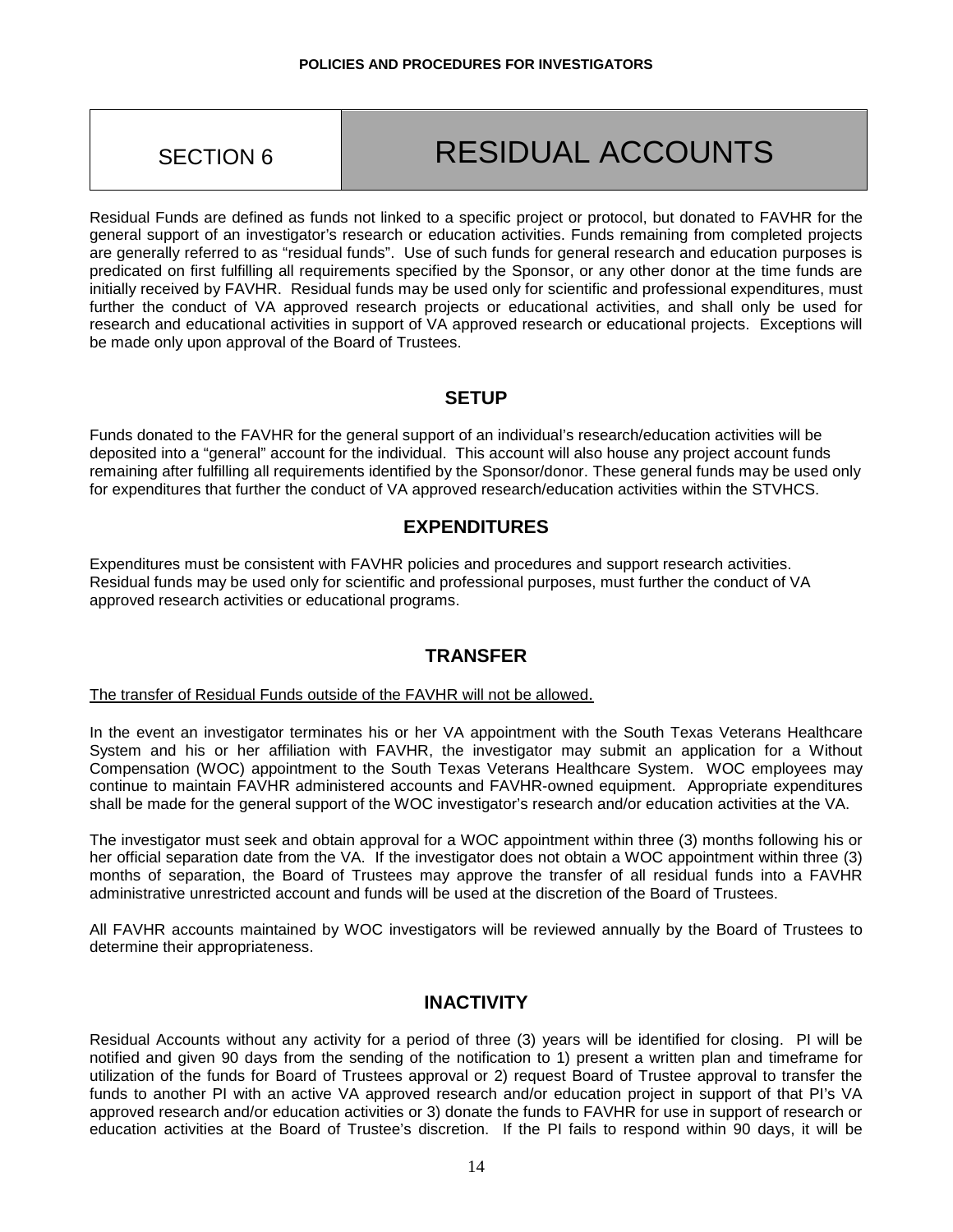# SECTION 6 RESIDUAL ACCOUNTS

Residual Funds are defined as funds not linked to a specific project or protocol, but donated to FAVHR for the general support of an investigator's research or education activities. Funds remaining from completed projects are generally referred to as "residual funds". Use of such funds for general research and education purposes is predicated on first fulfilling all requirements specified by the Sponsor, or any other donor at the time funds are initially received by FAVHR. Residual funds may be used only for scientific and professional expenditures, must further the conduct of VA approved research projects or educational activities, and shall only be used for research and educational activities in support of VA approved research or educational projects. Exceptions will be made only upon approval of the Board of Trustees.

## SETUP

Funds donated to the FAVHR for the general support of an individual's research/education activities will be deposited into a "general" account for the individual. This account will also house any project account funds remaining after fulfilling all requirements identified by the Sponsor/donor. These general funds may be used only for expenditures that further the conduct of VA approved research/education activities within the STVHCS.

## EXPENDITURES

Expenditures must be consistent with FAVHR policies and procedures and support research activities. Residual funds may be used only for scientific and professional purposes, must further the conduct of VA approved research activities or educational programs.

## TRANSFER

The transfer of Residual Funds outside of the FAVHR will not be allowed.

In the event an investigator terminates his or her VA appointment with the South Texas Veterans Healthcare System and his or her affiliation with FAVHR, the investigator may submit an application for a Without Compensation (WOC) appointment to the South Texas Veterans Healthcare System. WOC employees may continue to maintain FAVHR administered accounts and FAVHR-owned equipment. Appropriate expenditures shall be made for the general support of the WOC investigator's research and/or education activities at the VA.

The investigator must seek and obtain approval for a WOC appointment within three (3) months following his or her official separation date from the VA. If the investigator does not obtain a WOC appointment within three (3) months of separation, the Board of Trustees may approve the transfer of all residual funds into a FAVHR administrative unrestricted account and funds will be used at the discretion of the Board of Trustees.

All FAVHR accounts maintained by WOC investigators will be reviewed annually by the Board of Trustees to determine their appropriateness.

## INACTIVITY

Residual Accounts without any activity for a period of three (3) years will be identified for closing. PI will be notified and given 90 days from the sending of the notification to 1) present a written plan and timeframe for utilization of the funds for Board of Trustees approval or 2) request Board of Trustee approval to transfer the funds to another PI with an active VA approved research and/or education project in support of that PI's VA approved research and/or education activities or 3) donate the funds to FAVHR for use in support of research or education activities at the Board of Trustee's discretion. If the PI fails to respond within 90 days, it will be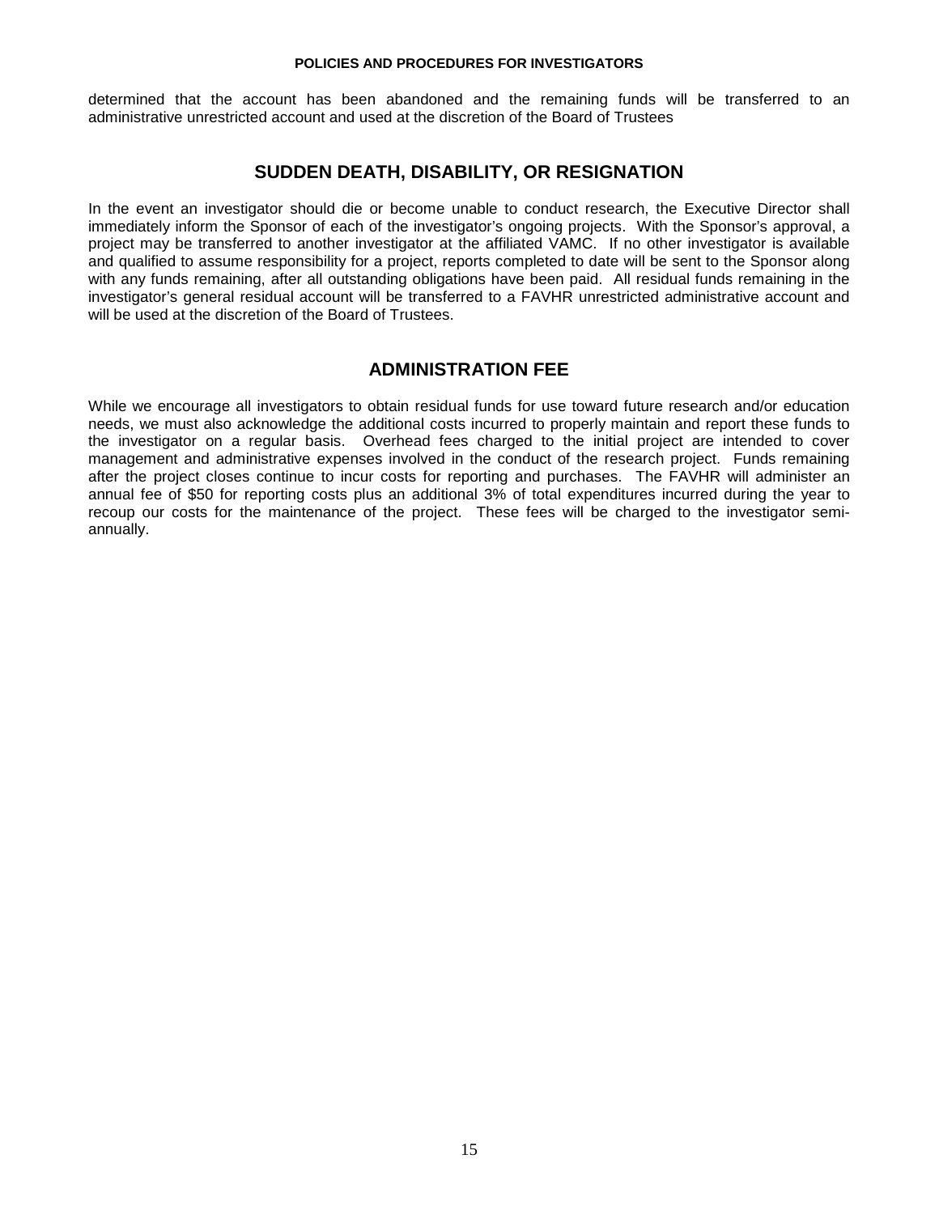determined that the account has been abandoned and the remaining funds will be transferred to an administrative unrestricted account and used at the discretion of the Board of Trustees

## SUDDEN DEATH, DISABILITY, OR RESIGNATION

In the event an investigator should die or become unable to conduct research, the Executive Director shall immediately inform the Sponsor of each of the investigator's ongoing projects. With the Sponsor's approval, a project may be transferred to another investigator at the affiliated VAMC. If no other investigator is available and qualified to assume responsibility for a project, reports completed to date will be sent to the Sponsor along with any funds remaining, after all outstanding obligations have been paid. All residual funds remaining in the investigator's general residual account will be transferred to a FAVHR unrestricted administrative account and will be used at the discretion of the Board of Trustees.

## ADMINISTRATION FEE

While we encourage all investigators to obtain residual funds for use toward future research and/or education needs, we must also acknowledge the additional costs incurred to properly maintain and report these funds to the investigator on a regular basis. Overhead fees charged to the initial project are intended to cover management and administrative expenses involved in the conduct of the research project. Funds remaining after the project closes continue to incur costs for reporting and purchases. The FAVHR will administer an annual fee of $50 for reporting costs plus an additional 3% of total expenditures incurred during the year to recoup our costs for the maintenance of the project. These fees will be charged to the investigator semi-annually.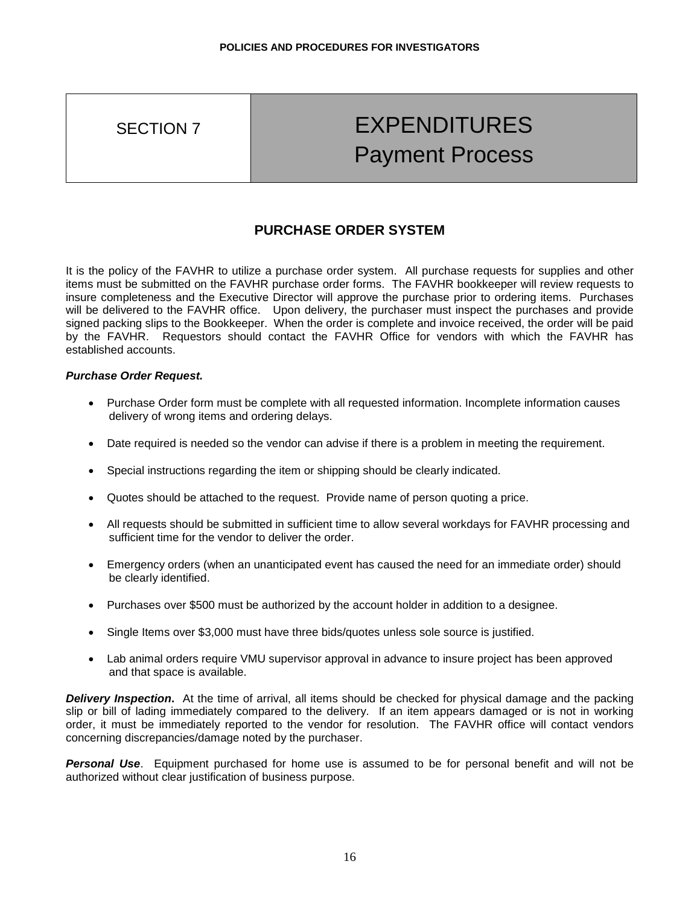# SECTION 7 — EXPENDITURES Payment Process

## PURCHASE ORDER SYSTEM

It is the policy of the FAVHR to utilize a purchase order system. All purchase requests for supplies and other items must be submitted on the FAVHR purchase order forms. The FAVHR bookkeeper will review requests to insure completeness and the Executive Director will approve the purchase prior to ordering items. Purchases will be delivered to the FAVHR office. Upon delivery, the purchaser must inspect the purchases and provide signed packing slips to the Bookkeeper. When the order is complete and invoice received, the order will be paid by the FAVHR. Requestors should contact the FAVHR Office for vendors with which the FAVHR has established accounts.

***Purchase Order Request.***

- Purchase Order form must be complete with all requested information. Incomplete information causes delivery of wrong items and ordering delays.
- Date required is needed so the vendor can advise if there is a problem in meeting the requirement.
- Special instructions regarding the item or shipping should be clearly indicated.
- Quotes should be attached to the request. Provide name of person quoting a price.
- All requests should be submitted in sufficient time to allow several workdays for FAVHR processing and sufficient time for the vendor to deliver the order.
- Emergency orders (when an unanticipated event has caused the need for an immediate order) should be clearly identified.
- Purchases over $500 must be authorized by the account holder in addition to a designee.
- Single Items over $3,000 must have three bids/quotes unless sole source is justified.
- Lab animal orders require VMU supervisor approval in advance to insure project has been approved and that space is available.

***Delivery Inspection*.** At the time of arrival, all items should be checked for physical damage and the packing slip or bill of lading immediately compared to the delivery. If an item appears damaged or is not in working order, it must be immediately reported to the vendor for resolution. The FAVHR office will contact vendors concerning discrepancies/damage noted by the purchaser.

***Personal Use*.** Equipment purchased for home use is assumed to be for personal benefit and will not be authorized without clear justification of business purpose.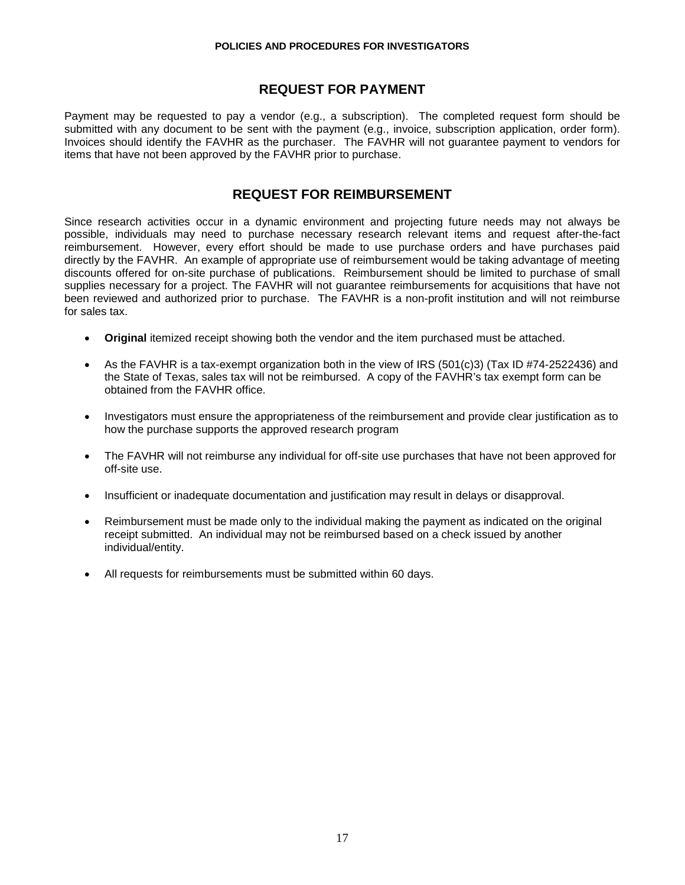## REQUEST FOR PAYMENT

Payment may be requested to pay a vendor (e.g., a subscription). The completed request form should be submitted with any document to be sent with the payment (e.g., invoice, subscription application, order form). Invoices should identify the FAVHR as the purchaser. The FAVHR will not guarantee payment to vendors for items that have not been approved by the FAVHR prior to purchase.

## REQUEST FOR REIMBURSEMENT

Since research activities occur in a dynamic environment and projecting future needs may not always be possible, individuals may need to purchase necessary research relevant items and request after-the-fact reimbursement. However, every effort should be made to use purchase orders and have purchases paid directly by the FAVHR. An example of appropriate use of reimbursement would be taking advantage of meeting discounts offered for on-site purchase of publications. Reimbursement should be limited to purchase of small supplies necessary for a project. The FAVHR will not guarantee reimbursements for acquisitions that have not been reviewed and authorized prior to purchase. The FAVHR is a non-profit institution and will not reimburse for sales tax.

- **Original** itemized receipt showing both the vendor and the item purchased must be attached.
- As the FAVHR is a tax-exempt organization both in the view of IRS (501(c)3) (Tax ID #74-2522436) and the State of Texas, sales tax will not be reimbursed. A copy of the FAVHR's tax exempt form can be obtained from the FAVHR office.
- Investigators must ensure the appropriateness of the reimbursement and provide clear justification as to how the purchase supports the approved research program
- The FAVHR will not reimburse any individual for off-site use purchases that have not been approved for off-site use.
- Insufficient or inadequate documentation and justification may result in delays or disapproval.
- Reimbursement must be made only to the individual making the payment as indicated on the original receipt submitted. An individual may not be reimbursed based on a check issued by another individual/entity.
- All requests for reimbursements must be submitted within 60 days.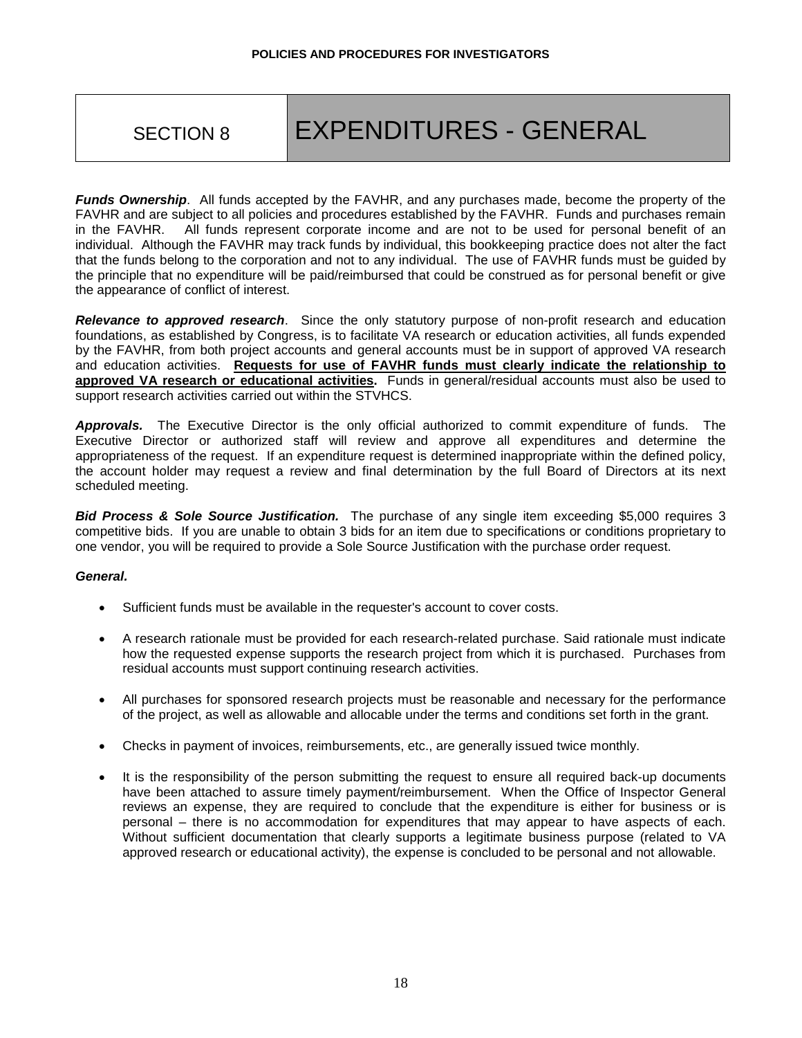# SECTION 8 EXPENDITURES - GENERAL

***Funds Ownership***. All funds accepted by the FAVHR, and any purchases made, become the property of the FAVHR and are subject to all policies and procedures established by the FAVHR. Funds and purchases remain in the FAVHR. All funds represent corporate income and are not to be used for personal benefit of an individual. Although the FAVHR may track funds by individual, this bookkeeping practice does not alter the fact that the funds belong to the corporation and not to any individual. The use of FAVHR funds must be guided by the principle that no expenditure will be paid/reimbursed that could be construed as for personal benefit or give the appearance of conflict of interest.

***Relevance to approved research***. Since the only statutory purpose of non-profit research and education foundations, as established by Congress, is to facilitate VA research or education activities, all funds expended by the FAVHR, from both project accounts and general accounts must be in support of approved VA research and education activities. **Requests for use of FAVHR funds must clearly indicate the relationship to approved VA research or educational activities.** Funds in general/residual accounts must also be used to support research activities carried out within the STVHCS.

***Approvals.*** The Executive Director is the only official authorized to commit expenditure of funds. The Executive Director or authorized staff will review and approve all expenditures and determine the appropriateness of the request. If an expenditure request is determined inappropriate within the defined policy, the account holder may request a review and final determination by the full Board of Directors at its next scheduled meeting.

***Bid Process & Sole Source Justification.*** The purchase of any single item exceeding $5,000 requires 3 competitive bids. If you are unable to obtain 3 bids for an item due to specifications or conditions proprietary to one vendor, you will be required to provide a Sole Source Justification with the purchase order request.

***General.***

- Sufficient funds must be available in the requester's account to cover costs.
- A research rationale must be provided for each research-related purchase. Said rationale must indicate how the requested expense supports the research project from which it is purchased. Purchases from residual accounts must support continuing research activities.
- All purchases for sponsored research projects must be reasonable and necessary for the performance of the project, as well as allowable and allocable under the terms and conditions set forth in the grant.
- Checks in payment of invoices, reimbursements, etc., are generally issued twice monthly.
- It is the responsibility of the person submitting the request to ensure all required back-up documents have been attached to assure timely payment/reimbursement. When the Office of Inspector General reviews an expense, they are required to conclude that the expenditure is either for business or is personal – there is no accommodation for expenditures that may appear to have aspects of each. Without sufficient documentation that clearly supports a legitimate business purpose (related to VA approved research or educational activity), the expense is concluded to be personal and not allowable.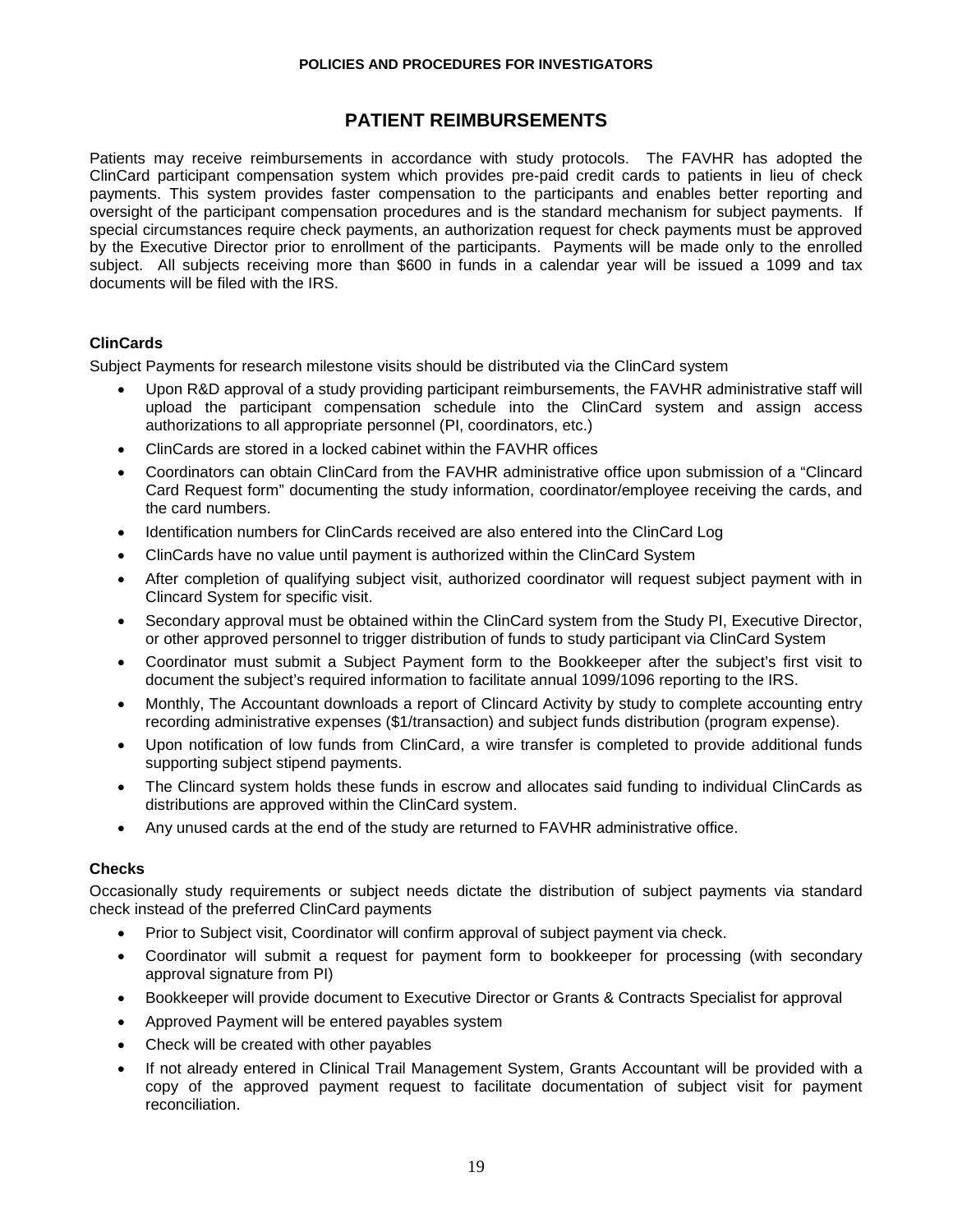# PATIENT REIMBURSEMENTS

Patients may receive reimbursements in accordance with study protocols. The FAVHR has adopted the ClinCard participant compensation system which provides pre-paid credit cards to patients in lieu of check payments. This system provides faster compensation to the participants and enables better reporting and oversight of the participant compensation procedures and is the standard mechanism for subject payments. If special circumstances require check payments, an authorization request for check payments must be approved by the Executive Director prior to enrollment of the participants. Payments will be made only to the enrolled subject. All subjects receiving more than $600 in funds in a calendar year will be issued a 1099 and tax documents will be filed with the IRS.

### ClinCards

Subject Payments for research milestone visits should be distributed via the ClinCard system

- Upon R&D approval of a study providing participant reimbursements, the FAVHR administrative staff will upload the participant compensation schedule into the ClinCard system and assign access authorizations to all appropriate personnel (PI, coordinators, etc.)
- ClinCards are stored in a locked cabinet within the FAVHR offices
- Coordinators can obtain ClinCard from the FAVHR administrative office upon submission of a "Clincard Card Request form" documenting the study information, coordinator/employee receiving the cards, and the card numbers.
- Identification numbers for ClinCards received are also entered into the ClinCard Log
- ClinCards have no value until payment is authorized within the ClinCard System
- After completion of qualifying subject visit, authorized coordinator will request subject payment with in Clincard System for specific visit.
- Secondary approval must be obtained within the ClinCard system from the Study PI, Executive Director, or other approved personnel to trigger distribution of funds to study participant via ClinCard System
- Coordinator must submit a Subject Payment form to the Bookkeeper after the subject's first visit to document the subject's required information to facilitate annual 1099/1096 reporting to the IRS.
- Monthly, The Accountant downloads a report of Clincard Activity by study to complete accounting entry recording administrative expenses ($1/transaction) and subject funds distribution (program expense).
- Upon notification of low funds from ClinCard, a wire transfer is completed to provide additional funds supporting subject stipend payments.
- The Clincard system holds these funds in escrow and allocates said funding to individual ClinCards as distributions are approved within the ClinCard system.
- Any unused cards at the end of the study are returned to FAVHR administrative office.

### Checks

Occasionally study requirements or subject needs dictate the distribution of subject payments via standard check instead of the preferred ClinCard payments

- Prior to Subject visit, Coordinator will confirm approval of subject payment via check.
- Coordinator will submit a request for payment form to bookkeeper for processing (with secondary approval signature from PI)
- Bookkeeper will provide document to Executive Director or Grants & Contracts Specialist for approval
- Approved Payment will be entered payables system
- Check will be created with other payables
- If not already entered in Clinical Trail Management System, Grants Accountant will be provided with a copy of the approved payment request to facilitate documentation of subject visit for payment reconciliation.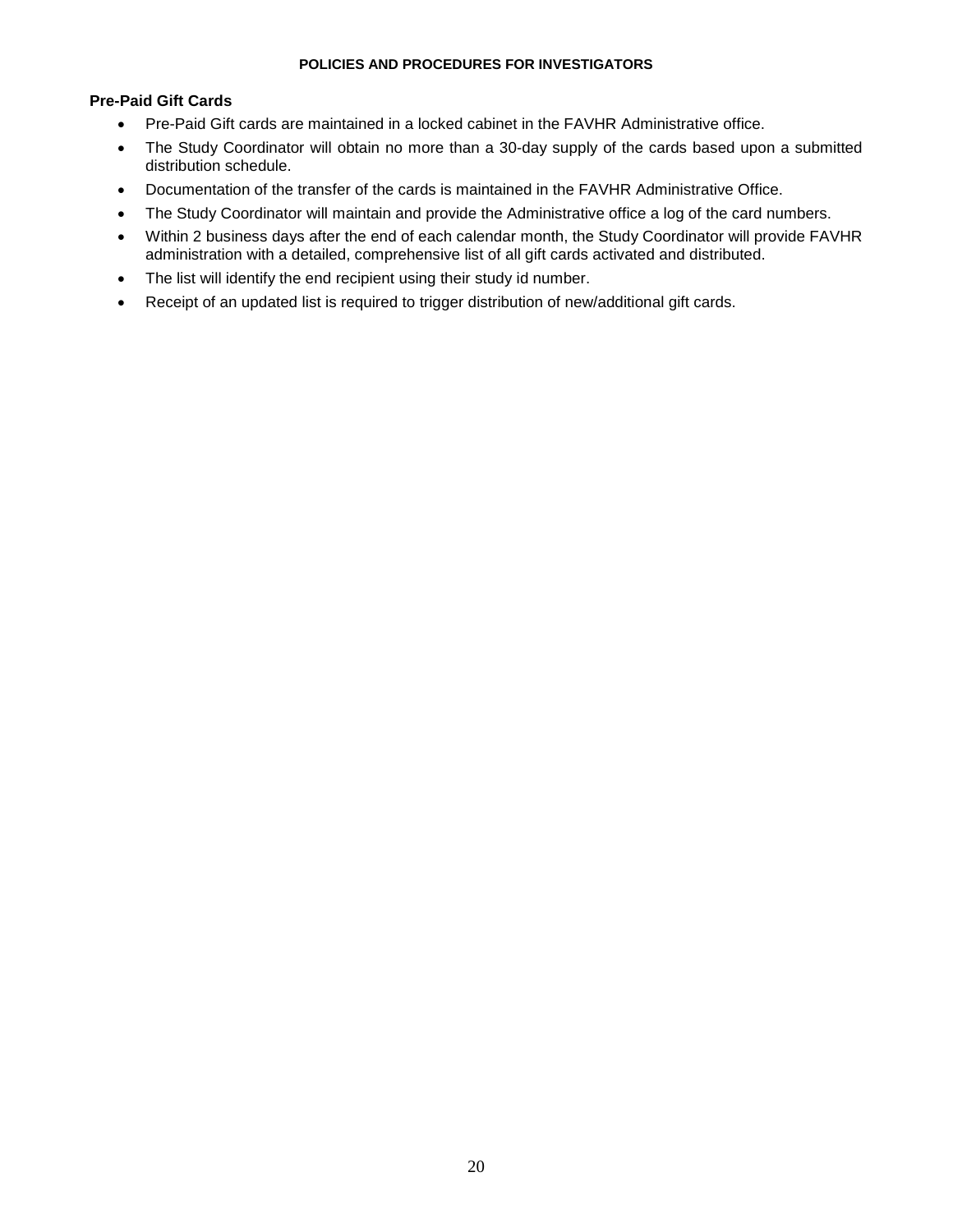**Pre-Paid Gift Cards**

- Pre-Paid Gift cards are maintained in a locked cabinet in the FAVHR Administrative office.
- The Study Coordinator will obtain no more than a 30-day supply of the cards based upon a submitted distribution schedule.
- Documentation of the transfer of the cards is maintained in the FAVHR Administrative Office.
- The Study Coordinator will maintain and provide the Administrative office a log of the card numbers.
- Within 2 business days after the end of each calendar month, the Study Coordinator will provide FAVHR administration with a detailed, comprehensive list of all gift cards activated and distributed.
- The list will identify the end recipient using their study id number.
- Receipt of an updated list is required to trigger distribution of new/additional gift cards.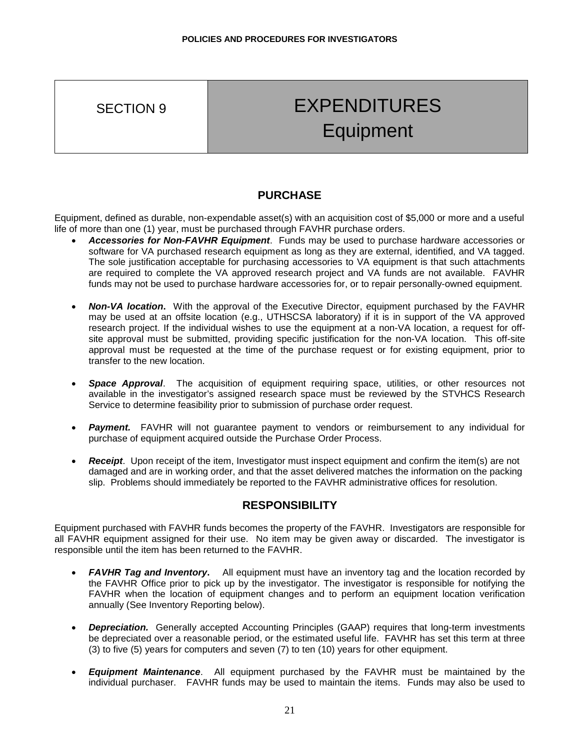# SECTION 9 EXPENDITURES Equipment

## PURCHASE

Equipment, defined as durable, non-expendable asset(s) with an acquisition cost of $5,000 or more and a useful life of more than one (1) year, must be purchased through FAVHR purchase orders.

- ***Accessories for Non-FAVHR Equipment***. Funds may be used to purchase hardware accessories or software for VA purchased research equipment as long as they are external, identified, and VA tagged. The sole justification acceptable for purchasing accessories to VA equipment is that such attachments are required to complete the VA approved research project and VA funds are not available. FAVHR funds may not be used to purchase hardware accessories for, or to repair personally-owned equipment.

- ***Non-VA location*****.** With the approval of the Executive Director, equipment purchased by the FAVHR may be used at an offsite location (e.g., UTHSCSA laboratory) if it is in support of the VA approved research project. If the individual wishes to use the equipment at a non-VA location, a request for off-site approval must be submitted, providing specific justification for the non-VA location. This off-site approval must be requested at the time of the purchase request or for existing equipment, prior to transfer to the new location.

- ***Space Approval***. The acquisition of equipment requiring space, utilities, or other resources not available in the investigator's assigned research space must be reviewed by the STVHCS Research Service to determine feasibility prior to submission of purchase order request.

- ***Payment.*** FAVHR will not guarantee payment to vendors or reimbursement to any individual for purchase of equipment acquired outside the Purchase Order Process.

- ***Receipt***. Upon receipt of the item, Investigator must inspect equipment and confirm the item(s) are not damaged and are in working order, and that the asset delivered matches the information on the packing slip. Problems should immediately be reported to the FAVHR administrative offices for resolution.

## RESPONSIBILITY

Equipment purchased with FAVHR funds becomes the property of the FAVHR. Investigators are responsible for all FAVHR equipment assigned for their use. No item may be given away or discarded. The investigator is responsible until the item has been returned to the FAVHR.

- ***FAVHR Tag and Inventory*****.** All equipment must have an inventory tag and the location recorded by the FAVHR Office prior to pick up by the investigator. The investigator is responsible for notifying the FAVHR when the location of equipment changes and to perform an equipment location verification annually (See Inventory Reporting below).

- ***Depreciation.*** Generally accepted Accounting Principles (GAAP) requires that long-term investments be depreciated over a reasonable period, or the estimated useful life. FAVHR has set this term at three (3) to five (5) years for computers and seven (7) to ten (10) years for other equipment.

- ***Equipment Maintenance***. All equipment purchased by the FAVHR must be maintained by the individual purchaser. FAVHR funds may be used to maintain the items. Funds may also be used to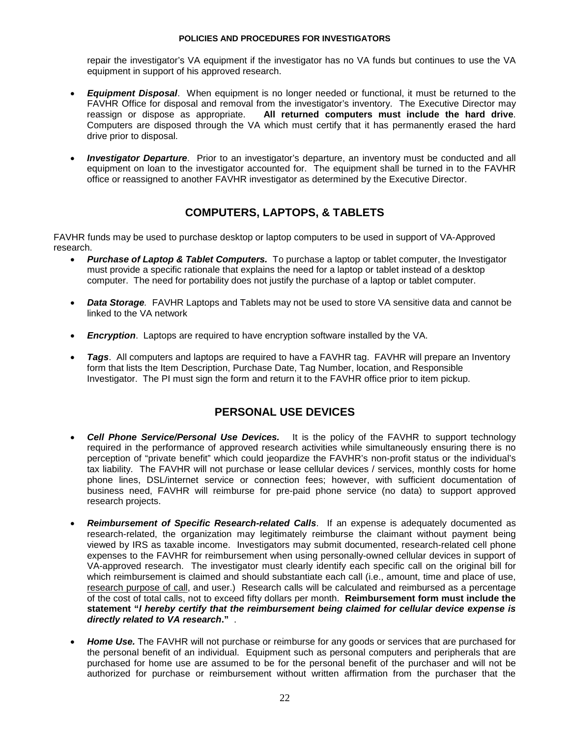repair the investigator's VA equipment if the investigator has no VA funds but continues to use the VA equipment in support of his approved research.

- ***Equipment Disposal***. When equipment is no longer needed or functional, it must be returned to the FAVHR Office for disposal and removal from the investigator's inventory. The Executive Director may reassign or dispose as appropriate. **All returned computers must include the hard drive**. Computers are disposed through the VA which must certify that it has permanently erased the hard drive prior to disposal.

- ***Investigator Departure***. Prior to an investigator's departure, an inventory must be conducted and all equipment on loan to the investigator accounted for. The equipment shall be turned in to the FAVHR office or reassigned to another FAVHR investigator as determined by the Executive Director.

## COMPUTERS, LAPTOPS, & TABLETS

FAVHR funds may be used to purchase desktop or laptop computers to be used in support of VA-Approved research.

- ***Purchase of Laptop & Tablet Computers.*** To purchase a laptop or tablet computer, the Investigator must provide a specific rationale that explains the need for a laptop or tablet instead of a desktop computer. The need for portability does not justify the purchase of a laptop or tablet computer.

- ***Data Storage****.* FAVHR Laptops and Tablets may not be used to store VA sensitive data and cannot be linked to the VA network

- ***Encryption***. Laptops are required to have encryption software installed by the VA.

- ***Tags***. All computers and laptops are required to have a FAVHR tag. FAVHR will prepare an Inventory form that lists the Item Description, Purchase Date, Tag Number, location, and Responsible Investigator. The PI must sign the form and return it to the FAVHR office prior to item pickup.

## PERSONAL USE DEVICES

- ***Cell Phone Service/Personal Use Devices.*** It is the policy of the FAVHR to support technology required in the performance of approved research activities while simultaneously ensuring there is no perception of "private benefit" which could jeopardize the FAVHR's non-profit status or the individual's tax liability. The FAVHR will not purchase or lease cellular devices / services, monthly costs for home phone lines, DSL/internet service or connection fees; however, with sufficient documentation of business need, FAVHR will reimburse for pre-paid phone service (no data) to support approved research projects.

- ***Reimbursement of Specific Research-related Calls***. If an expense is adequately documented as research-related, the organization may legitimately reimburse the claimant without payment being viewed by IRS as taxable income. Investigators may submit documented, research-related cell phone expenses to the FAVHR for reimbursement when using personally-owned cellular devices in support of VA-approved research. The investigator must clearly identify each specific call on the original bill for which reimbursement is claimed and should substantiate each call (i.e., amount, time and place of use, research purpose of call, and user.) Research calls will be calculated and reimbursed as a percentage of the cost of total calls, not to exceed fifty dollars per month. **Reimbursement form must include the statement "*I hereby certify that the reimbursement being claimed for cellular device expense is directly related to VA research*."** .

- ***Home Use.*** The FAVHR will not purchase or reimburse for any goods or services that are purchased for the personal benefit of an individual. Equipment such as personal computers and peripherals that are purchased for home use are assumed to be for the personal benefit of the purchaser and will not be authorized for purchase or reimbursement without written affirmation from the purchaser that the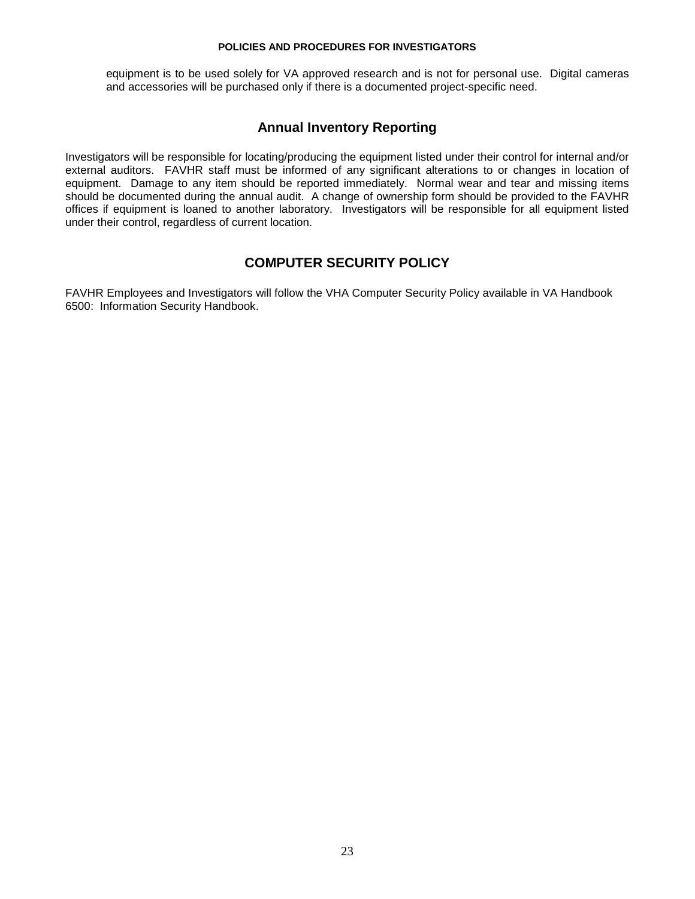equipment is to be used solely for VA approved research and is not for personal use. Digital cameras and accessories will be purchased only if there is a documented project-specific need.

## Annual Inventory Reporting

Investigators will be responsible for locating/producing the equipment listed under their control for internal and/or external auditors. FAVHR staff must be informed of any significant alterations to or changes in location of equipment. Damage to any item should be reported immediately. Normal wear and tear and missing items should be documented during the annual audit. A change of ownership form should be provided to the FAVHR offices if equipment is loaned to another laboratory. Investigators will be responsible for all equipment listed under their control, regardless of current location.

# COMPUTER SECURITY POLICY

FAVHR Employees and Investigators will follow the VHA Computer Security Policy available in VA Handbook 6500: Information Security Handbook.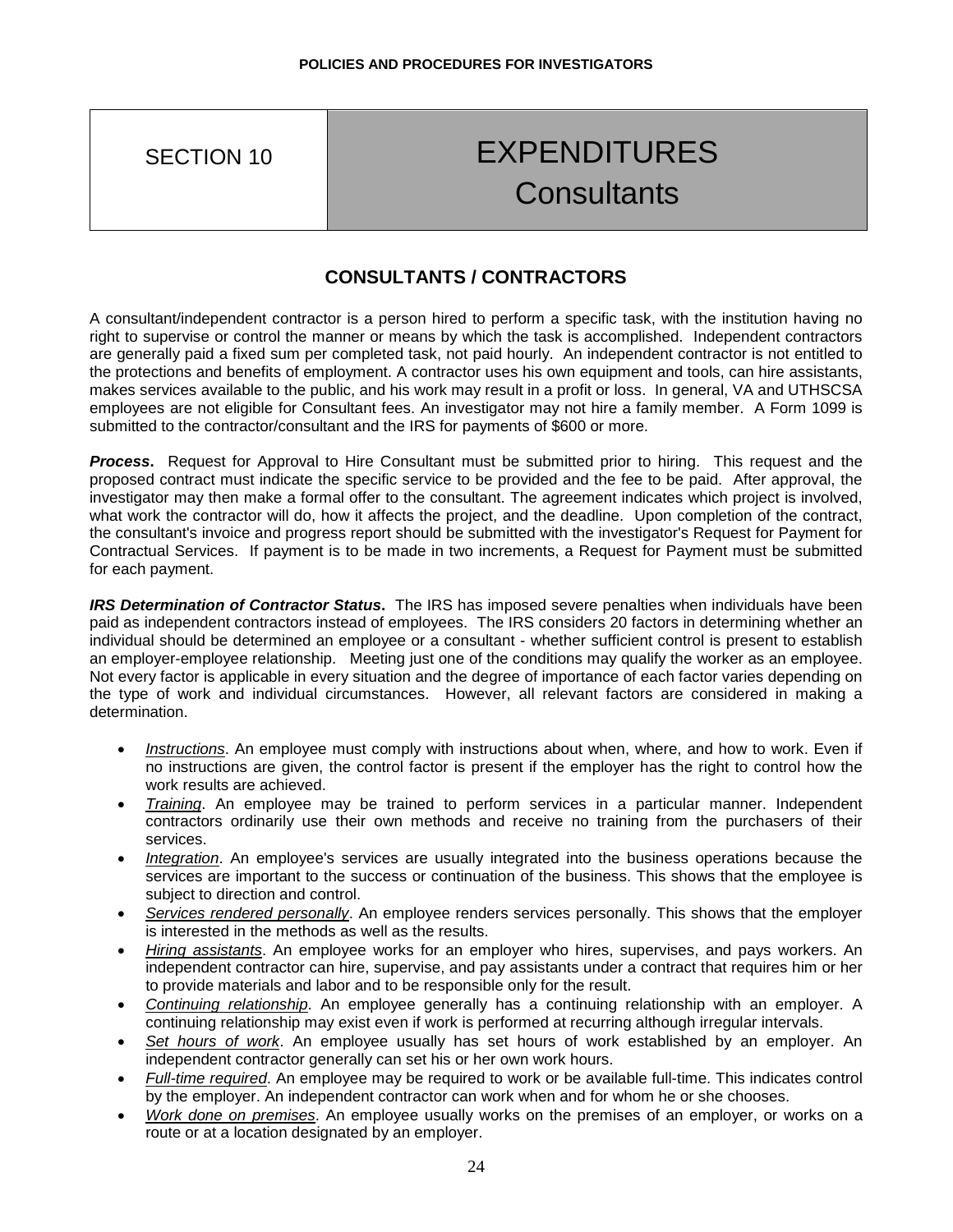# SECTION 10

# EXPENDITURES
## Consultants

## CONSULTANTS / CONTRACTORS

A consultant/independent contractor is a person hired to perform a specific task, with the institution having no right to supervise or control the manner or means by which the task is accomplished. Independent contractors are generally paid a fixed sum per completed task, not paid hourly. An independent contractor is not entitled to the protections and benefits of employment. A contractor uses his own equipment and tools, can hire assistants, makes services available to the public, and his work may result in a profit or loss. In general, VA and UTHSCSA employees are not eligible for Consultant fees. An investigator may not hire a family member. A Form 1099 is submitted to the contractor/consultant and the IRS for payments of $600 or more.

***Process*.** Request for Approval to Hire Consultant must be submitted prior to hiring. This request and the proposed contract must indicate the specific service to be provided and the fee to be paid. After approval, the investigator may then make a formal offer to the consultant. The agreement indicates which project is involved, what work the contractor will do, how it affects the project, and the deadline. Upon completion of the contract, the consultant's invoice and progress report should be submitted with the investigator's Request for Payment for Contractual Services. If payment is to be made in two increments, a Request for Payment must be submitted for each payment.

***IRS Determination of Contractor Status*.** The IRS has imposed severe penalties when individuals have been paid as independent contractors instead of employees. The IRS considers 20 factors in determining whether an individual should be determined an employee or a consultant - whether sufficient control is present to establish an employer-employee relationship. Meeting just one of the conditions may qualify the worker as an employee. Not every factor is applicable in every situation and the degree of importance of each factor varies depending on the type of work and individual circumstances. However, all relevant factors are considered in making a determination.

- *Instructions*. An employee must comply with instructions about when, where, and how to work. Even if no instructions are given, the control factor is present if the employer has the right to control how the work results are achieved.
- *Training*. An employee may be trained to perform services in a particular manner. Independent contractors ordinarily use their own methods and receive no training from the purchasers of their services.
- *Integration*. An employee's services are usually integrated into the business operations because the services are important to the success or continuation of the business. This shows that the employee is subject to direction and control.
- *Services rendered personally*. An employee renders services personally. This shows that the employer is interested in the methods as well as the results.
- *Hiring assistants*. An employee works for an employer who hires, supervises, and pays workers. An independent contractor can hire, supervise, and pay assistants under a contract that requires him or her to provide materials and labor and to be responsible only for the result.
- *Continuing relationship*. An employee generally has a continuing relationship with an employer. A continuing relationship may exist even if work is performed at recurring although irregular intervals.
- *Set hours of work*. An employee usually has set hours of work established by an employer. An independent contractor generally can set his or her own work hours.
- *Full-time required*. An employee may be required to work or be available full-time. This indicates control by the employer. An independent contractor can work when and for whom he or she chooses.
- *Work done on premises*. An employee usually works on the premises of an employer, or works on a route or at a location designated by an employer.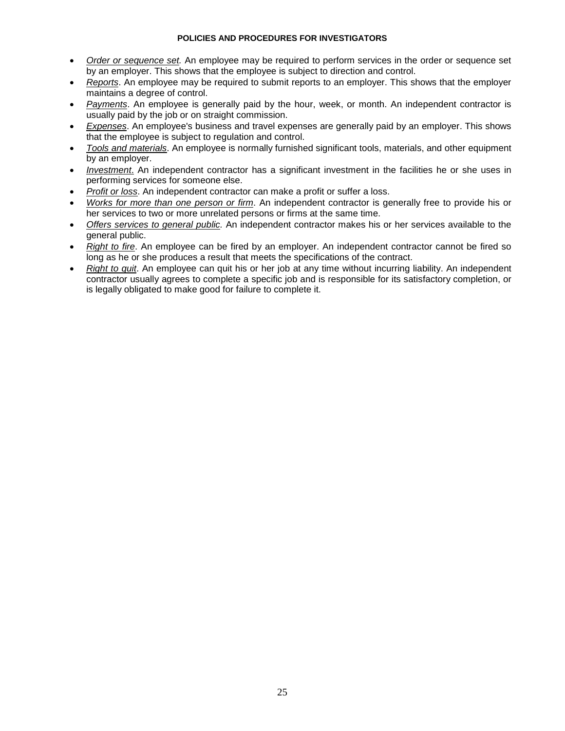- *Order or sequence set.* An employee may be required to perform services in the order or sequence set by an employer. This shows that the employee is subject to direction and control.
- *Reports*. An employee may be required to submit reports to an employer. This shows that the employer maintains a degree of control.
- *Payments*. An employee is generally paid by the hour, week, or month. An independent contractor is usually paid by the job or on straight commission.
- *Expenses*. An employee's business and travel expenses are generally paid by an employer. This shows that the employee is subject to regulation and control.
- *Tools and materials*. An employee is normally furnished significant tools, materials, and other equipment by an employer.
- *Investment*. An independent contractor has a significant investment in the facilities he or she uses in performing services for someone else.
- *Profit or loss*. An independent contractor can make a profit or suffer a loss.
- *Works for more than one person or firm*. An independent contractor is generally free to provide his or her services to two or more unrelated persons or firms at the same time.
- *Offers services to general public.* An independent contractor makes his or her services available to the general public.
- *Right to fire*. An employee can be fired by an employer. An independent contractor cannot be fired so long as he or she produces a result that meets the specifications of the contract.
- *Right to quit*. An employee can quit his or her job at any time without incurring liability. An independent contractor usually agrees to complete a specific job and is responsible for its satisfactory completion, or is legally obligated to make good for failure to complete it.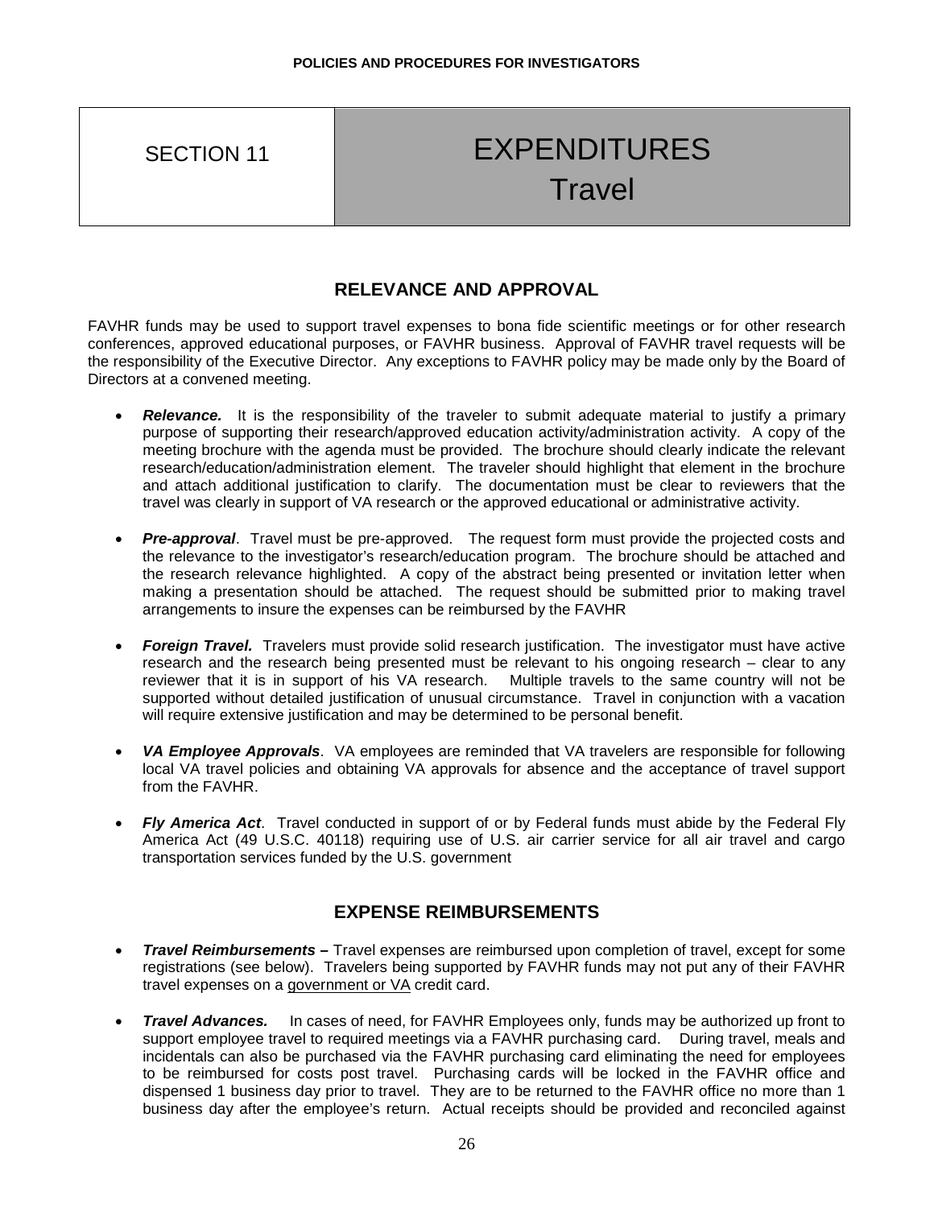SECTION 11

# EXPENDITURES
## Travel

### RELEVANCE AND APPROVAL

FAVHR funds may be used to support travel expenses to bona fide scientific meetings or for other research conferences, approved educational purposes, or FAVHR business. Approval of FAVHR travel requests will be the responsibility of the Executive Director. Any exceptions to FAVHR policy may be made only by the Board of Directors at a convened meeting.

- ***Relevance.*** It is the responsibility of the traveler to submit adequate material to justify a primary purpose of supporting their research/approved education activity/administration activity. A copy of the meeting brochure with the agenda must be provided. The brochure should clearly indicate the relevant research/education/administration element. The traveler should highlight that element in the brochure and attach additional justification to clarify. The documentation must be clear to reviewers that the travel was clearly in support of VA research or the approved educational or administrative activity.

- ***Pre-approval***. Travel must be pre-approved. The request form must provide the projected costs and the relevance to the investigator's research/education program. The brochure should be attached and the research relevance highlighted. A copy of the abstract being presented or invitation letter when making a presentation should be attached. The request should be submitted prior to making travel arrangements to insure the expenses can be reimbursed by the FAVHR

- ***Foreign Travel.*** Travelers must provide solid research justification. The investigator must have active research and the research being presented must be relevant to his ongoing research – clear to any reviewer that it is in support of his VA research. Multiple travels to the same country will not be supported without detailed justification of unusual circumstance. Travel in conjunction with a vacation will require extensive justification and may be determined to be personal benefit.

- ***VA Employee Approvals***. VA employees are reminded that VA travelers are responsible for following local VA travel policies and obtaining VA approvals for absence and the acceptance of travel support from the FAVHR.

- ***Fly America Act***. Travel conducted in support of or by Federal funds must abide by the Federal Fly America Act (49 U.S.C. 40118) requiring use of U.S. air carrier service for all air travel and cargo transportation services funded by the U.S. government

### EXPENSE REIMBURSEMENTS

- ***Travel Reimbursements –*** Travel expenses are reimbursed upon completion of travel, except for some registrations (see below). Travelers being supported by FAVHR funds may not put any of their FAVHR travel expenses on a government or VA credit card.

- ***Travel Advances.*** In cases of need, for FAVHR Employees only, funds may be authorized up front to support employee travel to required meetings via a FAVHR purchasing card. During travel, meals and incidentals can also be purchased via the FAVHR purchasing card eliminating the need for employees to be reimbursed for costs post travel. Purchasing cards will be locked in the FAVHR office and dispensed 1 business day prior to travel. They are to be returned to the FAVHR office no more than 1 business day after the employee's return. Actual receipts should be provided and reconciled against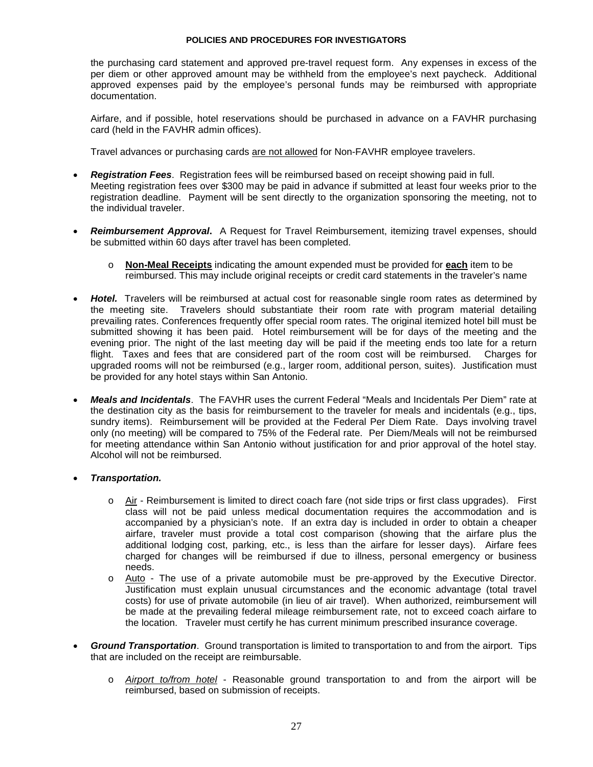the purchasing card statement and approved pre-travel request form. Any expenses in excess of the per diem or other approved amount may be withheld from the employee's next paycheck. Additional approved expenses paid by the employee's personal funds may be reimbursed with appropriate documentation.

Airfare, and if possible, hotel reservations should be purchased in advance on a FAVHR purchasing card (held in the FAVHR admin offices).

Travel advances or purchasing cards <u>are not allowed</u> for Non-FAVHR employee travelers.

- ***Registration Fees***. Registration fees will be reimbursed based on receipt showing paid in full. Meeting registration fees over $300 may be paid in advance if submitted at least four weeks prior to the registration deadline. Payment will be sent directly to the organization sponsoring the meeting, not to the individual traveler.

- ***Reimbursement Approval*****.** A Request for Travel Reimbursement, itemizing travel expenses, should be submitted within 60 days after travel has been completed.

    - **<u>Non-Meal Receipts</u>** indicating the amount expended must be provided for **<u>each</u>** item to be reimbursed. This may include original receipts or credit card statements in the traveler's name

- ***Hotel.*** Travelers will be reimbursed at actual cost for reasonable single room rates as determined by the meeting site. Travelers should substantiate their room rate with program material detailing prevailing rates. Conferences frequently offer special room rates. The original itemized hotel bill must be submitted showing it has been paid. Hotel reimbursement will be for days of the meeting and the evening prior. The night of the last meeting day will be paid if the meeting ends too late for a return flight. Taxes and fees that are considered part of the room cost will be reimbursed. Charges for upgraded rooms will not be reimbursed (e.g., larger room, additional person, suites). Justification must be provided for any hotel stays within San Antonio.

- ***Meals and Incidentals***. The FAVHR uses the current Federal "Meals and Incidentals Per Diem" rate at the destination city as the basis for reimbursement to the traveler for meals and incidentals (e.g., tips, sundry items). Reimbursement will be provided at the Federal Per Diem Rate. Days involving travel only (no meeting) will be compared to 75% of the Federal rate. Per Diem/Meals will not be reimbursed for meeting attendance within San Antonio without justification for and prior approval of the hotel stay. Alcohol will not be reimbursed.

- ***Transportation.***

    - <u>Air</u> - Reimbursement is limited to direct coach fare (not side trips or first class upgrades). First class will not be paid unless medical documentation requires the accommodation and is accompanied by a physician's note. If an extra day is included in order to obtain a cheaper airfare, traveler must provide a total cost comparison (showing that the airfare plus the additional lodging cost, parking, etc., is less than the airfare for lesser days). Airfare fees charged for changes will be reimbursed if due to illness, personal emergency or business needs.
    - <u>Auto</u> - The use of a private automobile must be pre-approved by the Executive Director. Justification must explain unusual circumstances and the economic advantage (total travel costs) for use of private automobile (in lieu of air travel). When authorized, reimbursement will be made at the prevailing federal mileage reimbursement rate, not to exceed coach airfare to the location. Traveler must certify he has current minimum prescribed insurance coverage.

- ***Ground Transportation***. Ground transportation is limited to transportation to and from the airport. Tips that are included on the receipt are reimbursable.

    - *<u>Airport to/from hotel</u>* - Reasonable ground transportation to and from the airport will be reimbursed, based on submission of receipts.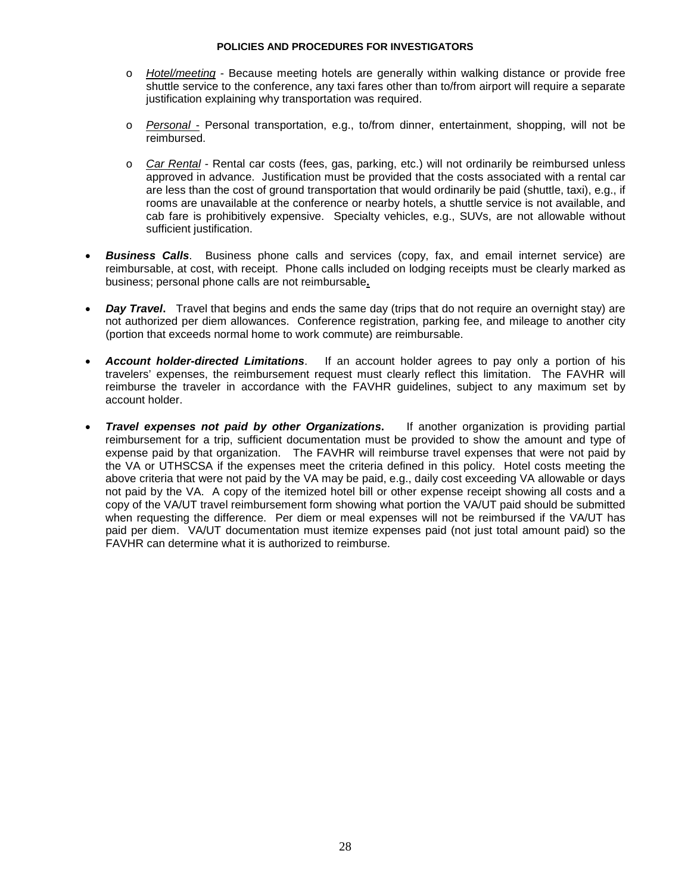- *Hotel/meeting* - Because meeting hotels are generally within walking distance or provide free shuttle service to the conference, any taxi fares other than to/from airport will require a separate justification explaining why transportation was required.

  - *Personal* - Personal transportation, e.g., to/from dinner, entertainment, shopping, will not be reimbursed.

  - *Car Rental* - Rental car costs (fees, gas, parking, etc.) will not ordinarily be reimbursed unless approved in advance. Justification must be provided that the costs associated with a rental car are less than the cost of ground transportation that would ordinarily be paid (shuttle, taxi), e.g., if rooms are unavailable at the conference or nearby hotels, a shuttle service is not available, and cab fare is prohibitively expensive. Specialty vehicles, e.g., SUVs, are not allowable without sufficient justification.

- ***Business Calls***. Business phone calls and services (copy, fax, and email internet service) are reimbursable, at cost, with receipt. Phone calls included on lodging receipts must be clearly marked as business; personal phone calls are not reimbursable**.**

- ***Day Travel*****.** Travel that begins and ends the same day (trips that do not require an overnight stay) are not authorized per diem allowances. Conference registration, parking fee, and mileage to another city (portion that exceeds normal home to work commute) are reimbursable.

- ***Account holder-directed Limitations***. If an account holder agrees to pay only a portion of his travelers' expenses, the reimbursement request must clearly reflect this limitation. The FAVHR will reimburse the traveler in accordance with the FAVHR guidelines, subject to any maximum set by account holder.

- ***Travel expenses not paid by other Organizations*****.** If another organization is providing partial reimbursement for a trip, sufficient documentation must be provided to show the amount and type of expense paid by that organization. The FAVHR will reimburse travel expenses that were not paid by the VA or UTHSCSA if the expenses meet the criteria defined in this policy. Hotel costs meeting the above criteria that were not paid by the VA may be paid, e.g., daily cost exceeding VA allowable or days not paid by the VA. A copy of the itemized hotel bill or other expense receipt showing all costs and a copy of the VA/UT travel reimbursement form showing what portion the VA/UT paid should be submitted when requesting the difference. Per diem or meal expenses will not be reimbursed if the VA/UT has paid per diem. VA/UT documentation must itemize expenses paid (not just total amount paid) so the FAVHR can determine what it is authorized to reimburse.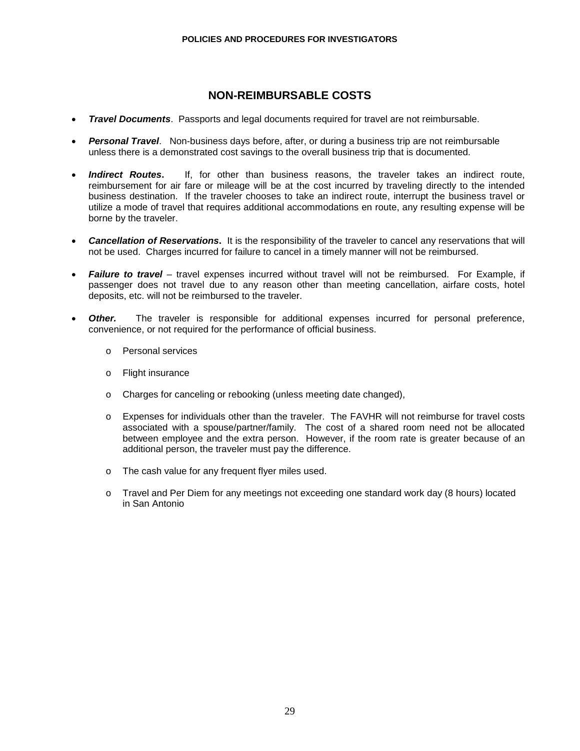## NON-REIMBURSABLE COSTS

- ***Travel Documents***. Passports and legal documents required for travel are not reimbursable.
- ***Personal Travel***. Non-business days before, after, or during a business trip are not reimbursable unless there is a demonstrated cost savings to the overall business trip that is documented.
- ***Indirect Routes*****.** If, for other than business reasons, the traveler takes an indirect route, reimbursement for air fare or mileage will be at the cost incurred by traveling directly to the intended business destination. If the traveler chooses to take an indirect route, interrupt the business travel or utilize a mode of travel that requires additional accommodations en route, any resulting expense will be borne by the traveler.
- ***Cancellation of Reservations*****.** It is the responsibility of the traveler to cancel any reservations that will not be used. Charges incurred for failure to cancel in a timely manner will not be reimbursed.
- ***Failure to travel*** – travel expenses incurred without travel will not be reimbursed. For Example, if passenger does not travel due to any reason other than meeting cancellation, airfare costs, hotel deposits, etc. will not be reimbursed to the traveler.
- ***Other.*** The traveler is responsible for additional expenses incurred for personal preference, convenience, or not required for the performance of official business.
  - Personal services
  - Flight insurance
  - Charges for canceling or rebooking (unless meeting date changed),
  - Expenses for individuals other than the traveler. The FAVHR will not reimburse for travel costs associated with a spouse/partner/family. The cost of a shared room need not be allocated between employee and the extra person. However, if the room rate is greater because of an additional person, the traveler must pay the difference.
  - The cash value for any frequent flyer miles used.
  - Travel and Per Diem for any meetings not exceeding one standard work day (8 hours) located in San Antonio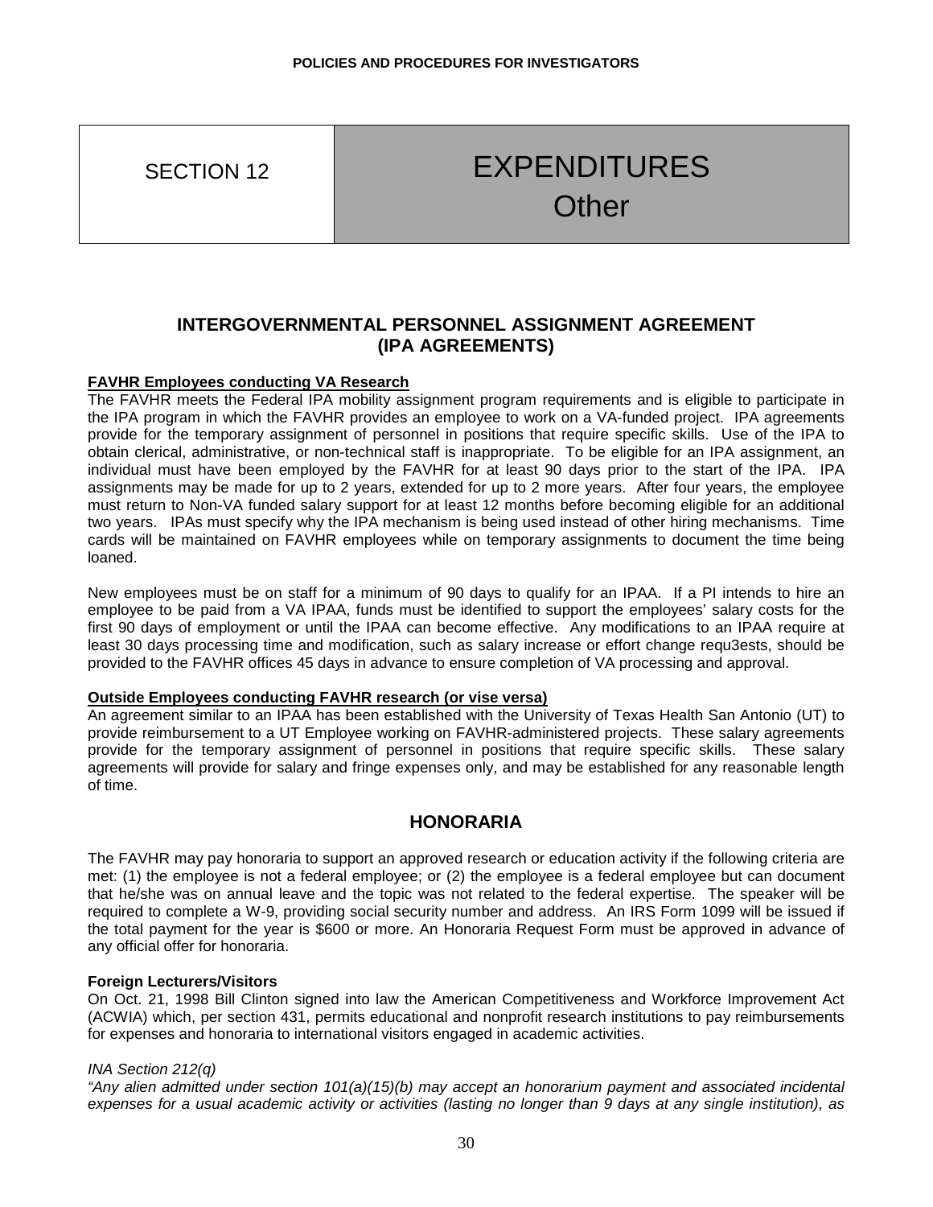| SECTION 12 | EXPENDITURES Other |
|---|---|

## INTERGOVERNMENTAL PERSONNEL ASSIGNMENT AGREEMENT (IPA AGREEMENTS)

**FAVHR Employees conducting VA Research**

The FAVHR meets the Federal IPA mobility assignment program requirements and is eligible to participate in the IPA program in which the FAVHR provides an employee to work on a VA-funded project. IPA agreements provide for the temporary assignment of personnel in positions that require specific skills. Use of the IPA to obtain clerical, administrative, or non-technical staff is inappropriate. To be eligible for an IPA assignment, an individual must have been employed by the FAVHR for at least 90 days prior to the start of the IPA. IPA assignments may be made for up to 2 years, extended for up to 2 more years. After four years, the employee must return to Non-VA funded salary support for at least 12 months before becoming eligible for an additional two years. IPAs must specify why the IPA mechanism is being used instead of other hiring mechanisms. Time cards will be maintained on FAVHR employees while on temporary assignments to document the time being loaned.

New employees must be on staff for a minimum of 90 days to qualify for an IPAA. If a PI intends to hire an employee to be paid from a VA IPAA, funds must be identified to support the employees' salary costs for the first 90 days of employment or until the IPAA can become effective. Any modifications to an IPAA require at least 30 days processing time and modification, such as salary increase or effort change requ3ests, should be provided to the FAVHR offices 45 days in advance to ensure completion of VA processing and approval.

**Outside Employees conducting FAVHR research (or vise versa)**

An agreement similar to an IPAA has been established with the University of Texas Health San Antonio (UT) to provide reimbursement to a UT Employee working on FAVHR-administered projects. These salary agreements provide for the temporary assignment of personnel in positions that require specific skills. These salary agreements will provide for salary and fringe expenses only, and may be established for any reasonable length of time.

## HONORARIA

The FAVHR may pay honoraria to support an approved research or education activity if the following criteria are met: (1) the employee is not a federal employee; or (2) the employee is a federal employee but can document that he/she was on annual leave and the topic was not related to the federal expertise. The speaker will be required to complete a W-9, providing social security number and address. An IRS Form 1099 will be issued if the total payment for the year is $600 or more. An Honoraria Request Form must be approved in advance of any official offer for honoraria.

**Foreign Lecturers/Visitors**

On Oct. 21, 1998 Bill Clinton signed into law the American Competitiveness and Workforce Improvement Act (ACWIA) which, per section 431, permits educational and nonprofit research institutions to pay reimbursements for expenses and honoraria to international visitors engaged in academic activities.

*INA Section 212(q)*

*"Any alien admitted under section 101(a)(15)(b) may accept an honorarium payment and associated incidental expenses for a usual academic activity or activities (lasting no longer than 9 days at any single institution), as*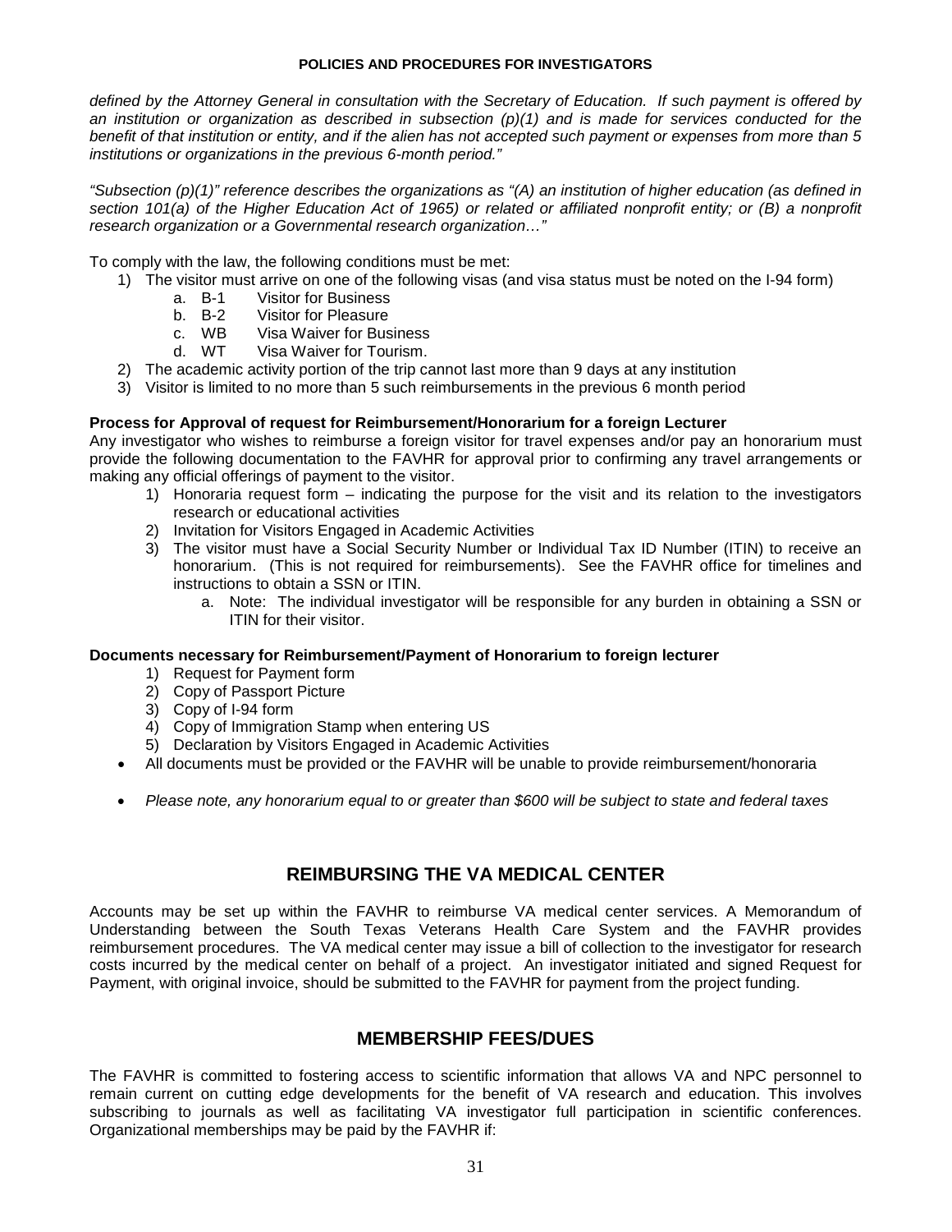*defined by the Attorney General in consultation with the Secretary of Education. If such payment is offered by an institution or organization as described in subsection (p)(1) and is made for services conducted for the benefit of that institution or entity, and if the alien has not accepted such payment or expenses from more than 5 institutions or organizations in the previous 6-month period."*

*"Subsection (p)(1)" reference describes the organizations as "(A) an institution of higher education (as defined in section 101(a) of the Higher Education Act of 1965) or related or affiliated nonprofit entity; or (B) a nonprofit research organization or a Governmental research organization…"*

To comply with the law, the following conditions must be met:

1) The visitor must arrive on one of the following visas (and visa status must be noted on the I-94 form)
   a. B-1 Visitor for Business
   b. B-2 Visitor for Pleasure
   c. WB Visa Waiver for Business
   d. WT Visa Waiver for Tourism.
2) The academic activity portion of the trip cannot last more than 9 days at any institution
3) Visitor is limited to no more than 5 such reimbursements in the previous 6 month period

**Process for Approval of request for Reimbursement/Honorarium for a foreign Lecturer**

Any investigator who wishes to reimburse a foreign visitor for travel expenses and/or pay an honorarium must provide the following documentation to the FAVHR for approval prior to confirming any travel arrangements or making any official offerings of payment to the visitor.

1) Honoraria request form – indicating the purpose for the visit and its relation to the investigators research or educational activities
2) Invitation for Visitors Engaged in Academic Activities
3) The visitor must have a Social Security Number or Individual Tax ID Number (ITIN) to receive an honorarium. (This is not required for reimbursements). See the FAVHR office for timelines and instructions to obtain a SSN or ITIN.
   a. Note: The individual investigator will be responsible for any burden in obtaining a SSN or ITIN for their visitor.

**Documents necessary for Reimbursement/Payment of Honorarium to foreign lecturer**

1) Request for Payment form
2) Copy of Passport Picture
3) Copy of I-94 form
4) Copy of Immigration Stamp when entering US
5) Declaration by Visitors Engaged in Academic Activities

- All documents must be provided or the FAVHR will be unable to provide reimbursement/honoraria
- *Please note, any honorarium equal to or greater than $600 will be subject to state and federal taxes*

## REIMBURSING THE VA MEDICAL CENTER

Accounts may be set up within the FAVHR to reimburse VA medical center services. A Memorandum of Understanding between the South Texas Veterans Health Care System and the FAVHR provides reimbursement procedures. The VA medical center may issue a bill of collection to the investigator for research costs incurred by the medical center on behalf of a project. An investigator initiated and signed Request for Payment, with original invoice, should be submitted to the FAVHR for payment from the project funding.

## MEMBERSHIP FEES/DUES

The FAVHR is committed to fostering access to scientific information that allows VA and NPC personnel to remain current on cutting edge developments for the benefit of VA research and education. This involves subscribing to journals as well as facilitating VA investigator full participation in scientific conferences. Organizational memberships may be paid by the FAVHR if: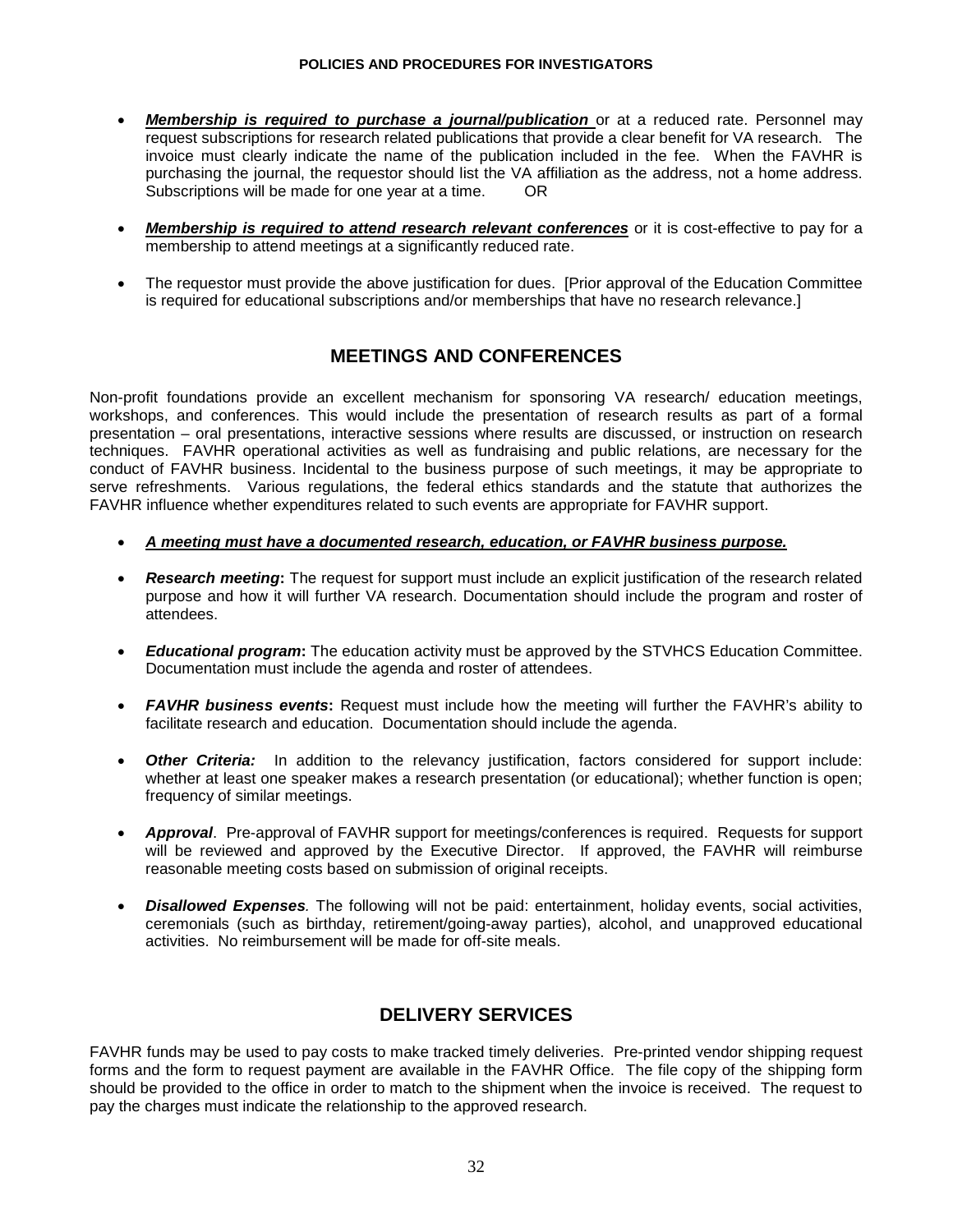- ***Membership is required to purchase a journal/publication*** or at a reduced rate. Personnel may request subscriptions for research related publications that provide a clear benefit for VA research. The invoice must clearly indicate the name of the publication included in the fee. When the FAVHR is purchasing the journal, the requestor should list the VA affiliation as the address, not a home address. Subscriptions will be made for one year at a time. OR

- ***Membership is required to attend research relevant conferences*** or it is cost-effective to pay for a membership to attend meetings at a significantly reduced rate.

- The requestor must provide the above justification for dues. [Prior approval of the Education Committee is required for educational subscriptions and/or memberships that have no research relevance.]

## MEETINGS AND CONFERENCES

Non-profit foundations provide an excellent mechanism for sponsoring VA research/ education meetings, workshops, and conferences. This would include the presentation of research results as part of a formal presentation – oral presentations, interactive sessions where results are discussed, or instruction on research techniques. FAVHR operational activities as well as fundraising and public relations, are necessary for the conduct of FAVHR business. Incidental to the business purpose of such meetings, it may be appropriate to serve refreshments. Various regulations, the federal ethics standards and the statute that authorizes the FAVHR influence whether expenditures related to such events are appropriate for FAVHR support.

- ***A meeting must have a documented research, education, or FAVHR business purpose.***

- ***Research meeting*:** The request for support must include an explicit justification of the research related purpose and how it will further VA research. Documentation should include the program and roster of attendees.

- ***Educational program*:** The education activity must be approved by the STVHCS Education Committee. Documentation must include the agenda and roster of attendees.

- ***FAVHR business events*:** Request must include how the meeting will further the FAVHR's ability to facilitate research and education. Documentation should include the agenda.

- ***Other Criteria:*** In addition to the relevancy justification, factors considered for support include: whether at least one speaker makes a research presentation (or educational); whether function is open; frequency of similar meetings.

- ***Approval***. Pre-approval of FAVHR support for meetings/conferences is required. Requests for support will be reviewed and approved by the Executive Director. If approved, the FAVHR will reimburse reasonable meeting costs based on submission of original receipts.

- ***Disallowed Expenses***. The following will not be paid: entertainment, holiday events, social activities, ceremonials (such as birthday, retirement/going-away parties), alcohol, and unapproved educational activities. No reimbursement will be made for off-site meals.

## DELIVERY SERVICES

FAVHR funds may be used to pay costs to make tracked timely deliveries. Pre-printed vendor shipping request forms and the form to request payment are available in the FAVHR Office. The file copy of the shipping form should be provided to the office in order to match to the shipment when the invoice is received. The request to pay the charges must indicate the relationship to the approved research.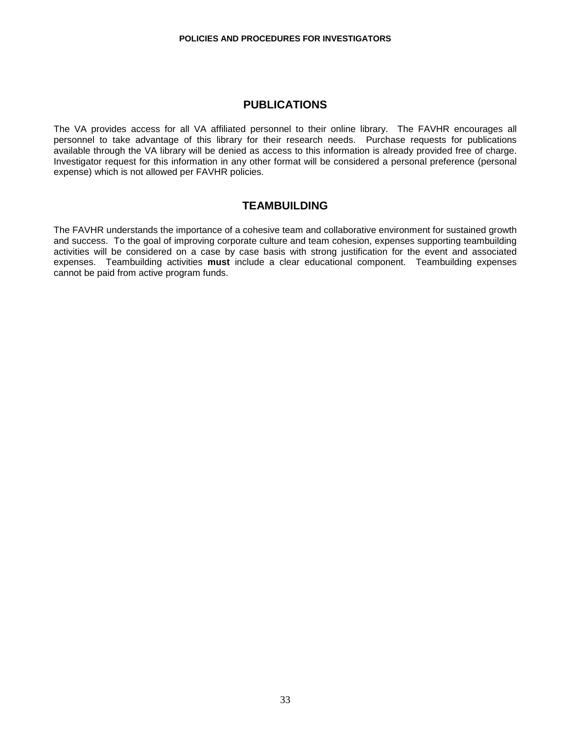## PUBLICATIONS

The VA provides access for all VA affiliated personnel to their online library. The FAVHR encourages all personnel to take advantage of this library for their research needs. Purchase requests for publications available through the VA library will be denied as access to this information is already provided free of charge. Investigator request for this information in any other format will be considered a personal preference (personal expense) which is not allowed per FAVHR policies.

## TEAMBUILDING

The FAVHR understands the importance of a cohesive team and collaborative environment for sustained growth and success. To the goal of improving corporate culture and team cohesion, expenses supporting teambuilding activities will be considered on a case by case basis with strong justification for the event and associated expenses. Teambuilding activities **must** include a clear educational component. Teambuilding expenses cannot be paid from active program funds.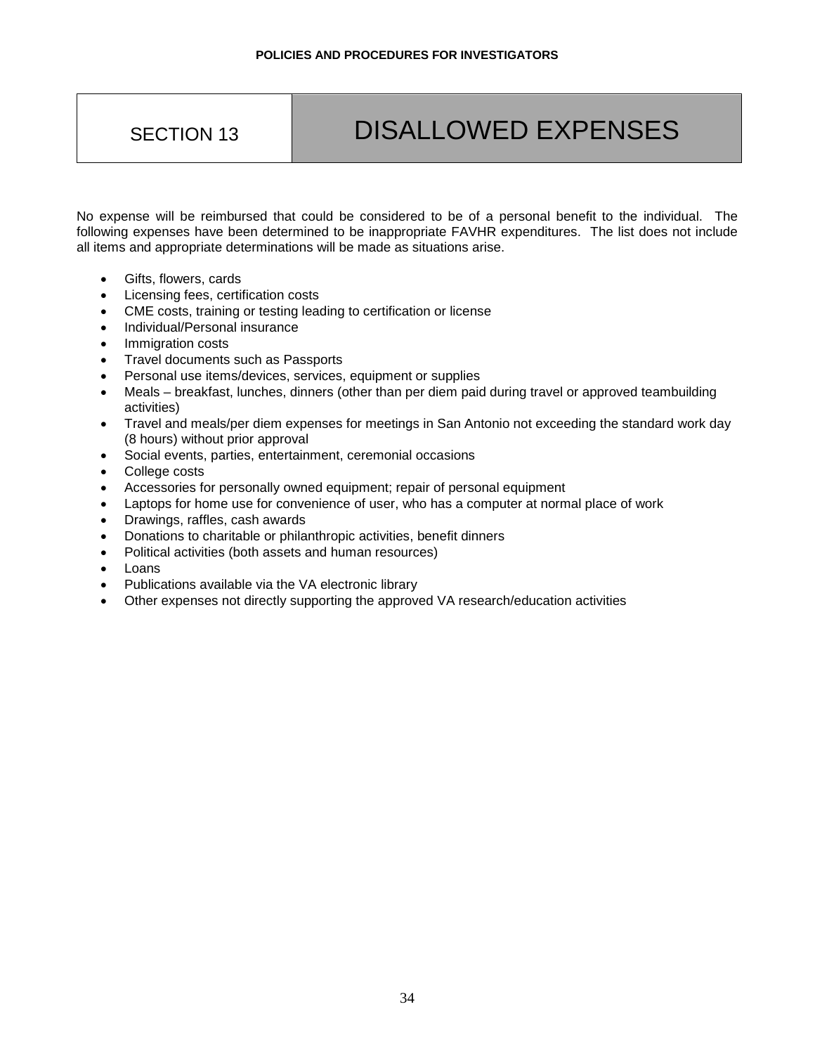# SECTION 13 DISALLOWED EXPENSES

No expense will be reimbursed that could be considered to be of a personal benefit to the individual. The following expenses have been determined to be inappropriate FAVHR expenditures. The list does not include all items and appropriate determinations will be made as situations arise.

- Gifts, flowers, cards
- Licensing fees, certification costs
- CME costs, training or testing leading to certification or license
- Individual/Personal insurance
- Immigration costs
- Travel documents such as Passports
- Personal use items/devices, services, equipment or supplies
- Meals – breakfast, lunches, dinners (other than per diem paid during travel or approved teambuilding activities)
- Travel and meals/per diem expenses for meetings in San Antonio not exceeding the standard work day (8 hours) without prior approval
- Social events, parties, entertainment, ceremonial occasions
- College costs
- Accessories for personally owned equipment; repair of personal equipment
- Laptops for home use for convenience of user, who has a computer at normal place of work
- Drawings, raffles, cash awards
- Donations to charitable or philanthropic activities, benefit dinners
- Political activities (both assets and human resources)
- Loans
- Publications available via the VA electronic library
- Other expenses not directly supporting the approved VA research/education activities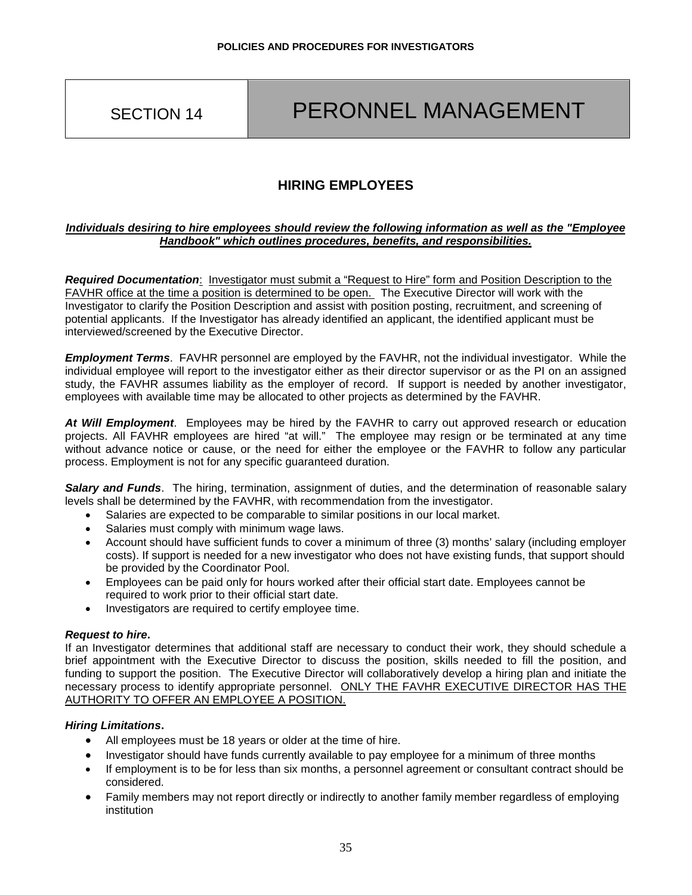# SECTION 14 PERONNEL MANAGEMENT

## HIRING EMPLOYEES

***Individuals desiring to hire employees should review the following information as well as the "Employee Handbook" which outlines procedures, benefits, and responsibilities.***

***Required Documentation***: Investigator must submit a "Request to Hire" form and Position Description to the FAVHR office at the time a position is determined to be open. The Executive Director will work with the Investigator to clarify the Position Description and assist with position posting, recruitment, and screening of potential applicants. If the Investigator has already identified an applicant, the identified applicant must be interviewed/screened by the Executive Director.

***Employment Terms***. FAVHR personnel are employed by the FAVHR, not the individual investigator. While the individual employee will report to the investigator either as their director supervisor or as the PI on an assigned study, the FAVHR assumes liability as the employer of record. If support is needed by another investigator, employees with available time may be allocated to other projects as determined by the FAVHR.

***At Will Employment***. Employees may be hired by the FAVHR to carry out approved research or education projects. All FAVHR employees are hired "at will." The employee may resign or be terminated at any time without advance notice or cause, or the need for either the employee or the FAVHR to follow any particular process. Employment is not for any specific guaranteed duration.

***Salary and Funds***. The hiring, termination, assignment of duties, and the determination of reasonable salary levels shall be determined by the FAVHR, with recommendation from the investigator.

- Salaries are expected to be comparable to similar positions in our local market.
- Salaries must comply with minimum wage laws.
- Account should have sufficient funds to cover a minimum of three (3) months' salary (including employer costs). If support is needed for a new investigator who does not have existing funds, that support should be provided by the Coordinator Pool.
- Employees can be paid only for hours worked after their official start date. Employees cannot be required to work prior to their official start date.
- Investigators are required to certify employee time.

***Request to hire*.**

If an Investigator determines that additional staff are necessary to conduct their work, they should schedule a brief appointment with the Executive Director to discuss the position, skills needed to fill the position, and funding to support the position. The Executive Director will collaboratively develop a hiring plan and initiate the necessary process to identify appropriate personnel. ONLY THE FAVHR EXECUTIVE DIRECTOR HAS THE AUTHORITY TO OFFER AN EMPLOYEE A POSITION.

***Hiring Limitations*.**

- All employees must be 18 years or older at the time of hire.
- Investigator should have funds currently available to pay employee for a minimum of three months
- If employment is to be for less than six months, a personnel agreement or consultant contract should be considered.
- Family members may not report directly or indirectly to another family member regardless of employing institution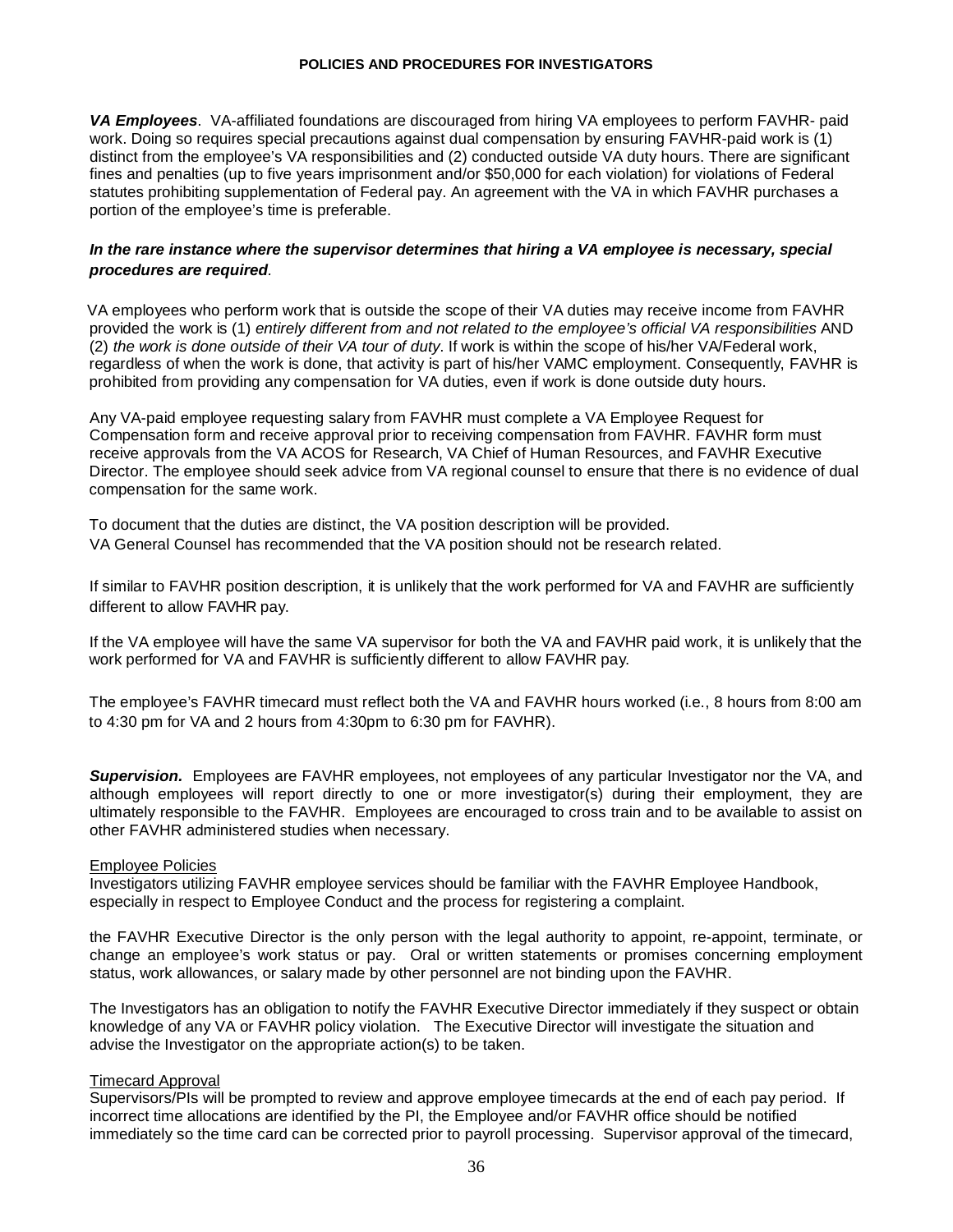***VA Employees***. VA-affiliated foundations are discouraged from hiring VA employees to perform FAVHR- paid work. Doing so requires special precautions against dual compensation by ensuring FAVHR-paid work is (1) distinct from the employee's VA responsibilities and (2) conducted outside VA duty hours. There are significant fines and penalties (up to five years imprisonment and/or $50,000 for each violation) for violations of Federal statutes prohibiting supplementation of Federal pay. An agreement with the VA in which FAVHR purchases a portion of the employee's time is preferable.

***In the rare instance where the supervisor determines that hiring a VA employee is necessary, special procedures are required***.

VA employees who perform work that is outside the scope of their VA duties may receive income from FAVHR provided the work is (1) *entirely different from and not related to the employee's official VA responsibilities* AND (2) *the work is done outside of their VA tour of duty*. If work is within the scope of his/her VA/Federal work, regardless of when the work is done, that activity is part of his/her VAMC employment. Consequently, FAVHR is prohibited from providing any compensation for VA duties, even if work is done outside duty hours.

Any VA-paid employee requesting salary from FAVHR must complete a VA Employee Request for Compensation form and receive approval prior to receiving compensation from FAVHR. FAVHR form must receive approvals from the VA ACOS for Research, VA Chief of Human Resources, and FAVHR Executive Director. The employee should seek advice from VA regional counsel to ensure that there is no evidence of dual compensation for the same work.

To document that the duties are distinct, the VA position description will be provided.
VA General Counsel has recommended that the VA position should not be research related.

If similar to FAVHR position description, it is unlikely that the work performed for VA and FAVHR are sufficiently different to allow FAVHR pay.

If the VA employee will have the same VA supervisor for both the VA and FAVHR paid work, it is unlikely that the work performed for VA and FAVHR is sufficiently different to allow FAVHR pay.

The employee's FAVHR timecard must reflect both the VA and FAVHR hours worked (i.e., 8 hours from 8:00 am to 4:30 pm for VA and 2 hours from 4:30pm to 6:30 pm for FAVHR).

***Supervision.*** Employees are FAVHR employees, not employees of any particular Investigator nor the VA, and although employees will report directly to one or more investigator(s) during their employment, they are ultimately responsible to the FAVHR. Employees are encouraged to cross train and to be available to assist on other FAVHR administered studies when necessary.

<u>Employee Policies</u>

Investigators utilizing FAVHR employee services should be familiar with the FAVHR Employee Handbook, especially in respect to Employee Conduct and the process for registering a complaint.

the FAVHR Executive Director is the only person with the legal authority to appoint, re-appoint, terminate, or change an employee's work status or pay. Oral or written statements or promises concerning employment status, work allowances, or salary made by other personnel are not binding upon the FAVHR.

The Investigators has an obligation to notify the FAVHR Executive Director immediately if they suspect or obtain knowledge of any VA or FAVHR policy violation. The Executive Director will investigate the situation and advise the Investigator on the appropriate action(s) to be taken.

<u>Timecard Approval</u>

Supervisors/PIs will be prompted to review and approve employee timecards at the end of each pay period. If incorrect time allocations are identified by the PI, the Employee and/or FAVHR office should be notified immediately so the time card can be corrected prior to payroll processing. Supervisor approval of the timecard,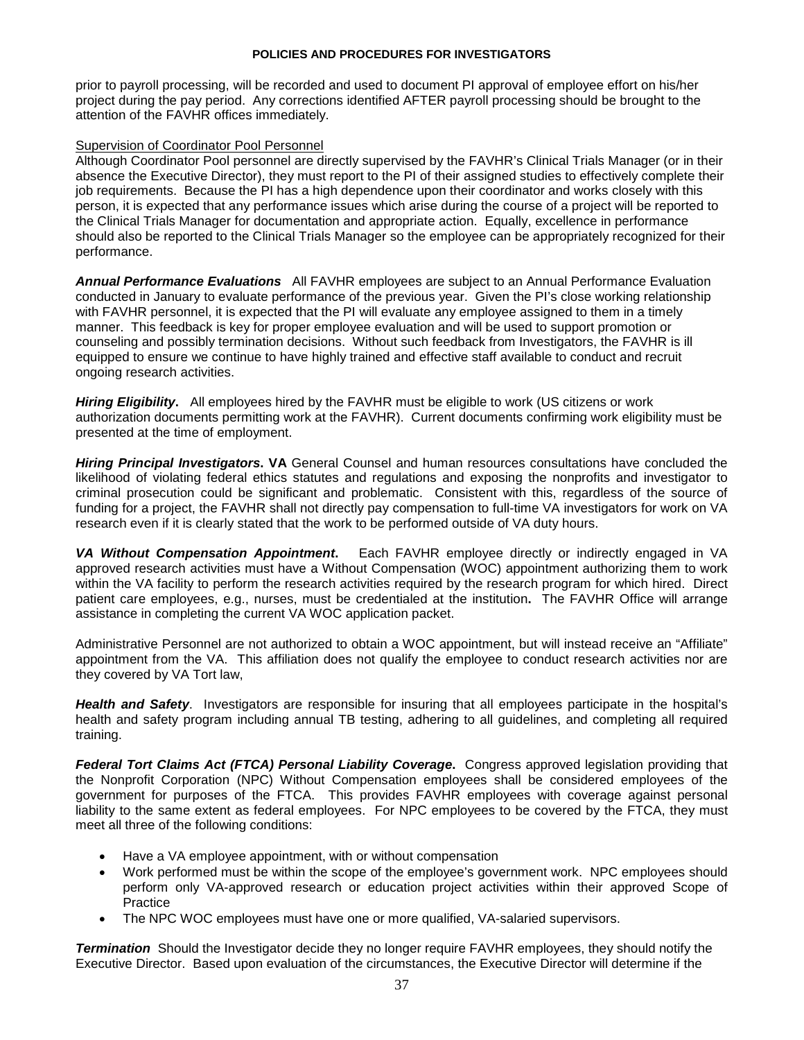prior to payroll processing, will be recorded and used to document PI approval of employee effort on his/her project during the pay period. Any corrections identified AFTER payroll processing should be brought to the attention of the FAVHR offices immediately.

Supervision of Coordinator Pool Personnel

Although Coordinator Pool personnel are directly supervised by the FAVHR's Clinical Trials Manager (or in their absence the Executive Director), they must report to the PI of their assigned studies to effectively complete their job requirements. Because the PI has a high dependence upon their coordinator and works closely with this person, it is expected that any performance issues which arise during the course of a project will be reported to the Clinical Trials Manager for documentation and appropriate action. Equally, excellence in performance should also be reported to the Clinical Trials Manager so the employee can be appropriately recognized for their performance.

***Annual Performance Evaluations*** All FAVHR employees are subject to an Annual Performance Evaluation conducted in January to evaluate performance of the previous year. Given the PI's close working relationship with FAVHR personnel, it is expected that the PI will evaluate any employee assigned to them in a timely manner. This feedback is key for proper employee evaluation and will be used to support promotion or counseling and possibly termination decisions. Without such feedback from Investigators, the FAVHR is ill equipped to ensure we continue to have highly trained and effective staff available to conduct and recruit ongoing research activities.

***Hiring Eligibility*.** All employees hired by the FAVHR must be eligible to work (US citizens or work authorization documents permitting work at the FAVHR). Current documents confirming work eligibility must be presented at the time of employment.

***Hiring Principal Investigators*. VA** General Counsel and human resources consultations have concluded the likelihood of violating federal ethics statutes and regulations and exposing the nonprofits and investigator to criminal prosecution could be significant and problematic. Consistent with this, regardless of the source of funding for a project, the FAVHR shall not directly pay compensation to full-time VA investigators for work on VA research even if it is clearly stated that the work to be performed outside of VA duty hours.

***VA Without Compensation Appointment*.** Each FAVHR employee directly or indirectly engaged in VA approved research activities must have a Without Compensation (WOC) appointment authorizing them to work within the VA facility to perform the research activities required by the research program for which hired. Direct patient care employees, e.g., nurses, must be credentialed at the institution**.** The FAVHR Office will arrange assistance in completing the current VA WOC application packet.

Administrative Personnel are not authorized to obtain a WOC appointment, but will instead receive an "Affiliate" appointment from the VA. This affiliation does not qualify the employee to conduct research activities nor are they covered by VA Tort law,

***Health and Safety***. Investigators are responsible for insuring that all employees participate in the hospital's health and safety program including annual TB testing, adhering to all guidelines, and completing all required training.

***Federal Tort Claims Act (FTCA) Personal Liability Coverage*.** Congress approved legislation providing that the Nonprofit Corporation (NPC) Without Compensation employees shall be considered employees of the government for purposes of the FTCA. This provides FAVHR employees with coverage against personal liability to the same extent as federal employees. For NPC employees to be covered by the FTCA, they must meet all three of the following conditions:

- Have a VA employee appointment, with or without compensation
- Work performed must be within the scope of the employee's government work. NPC employees should perform only VA-approved research or education project activities within their approved Scope of Practice
- The NPC WOC employees must have one or more qualified, VA-salaried supervisors.

***Termination*** Should the Investigator decide they no longer require FAVHR employees, they should notify the Executive Director. Based upon evaluation of the circumstances, the Executive Director will determine if the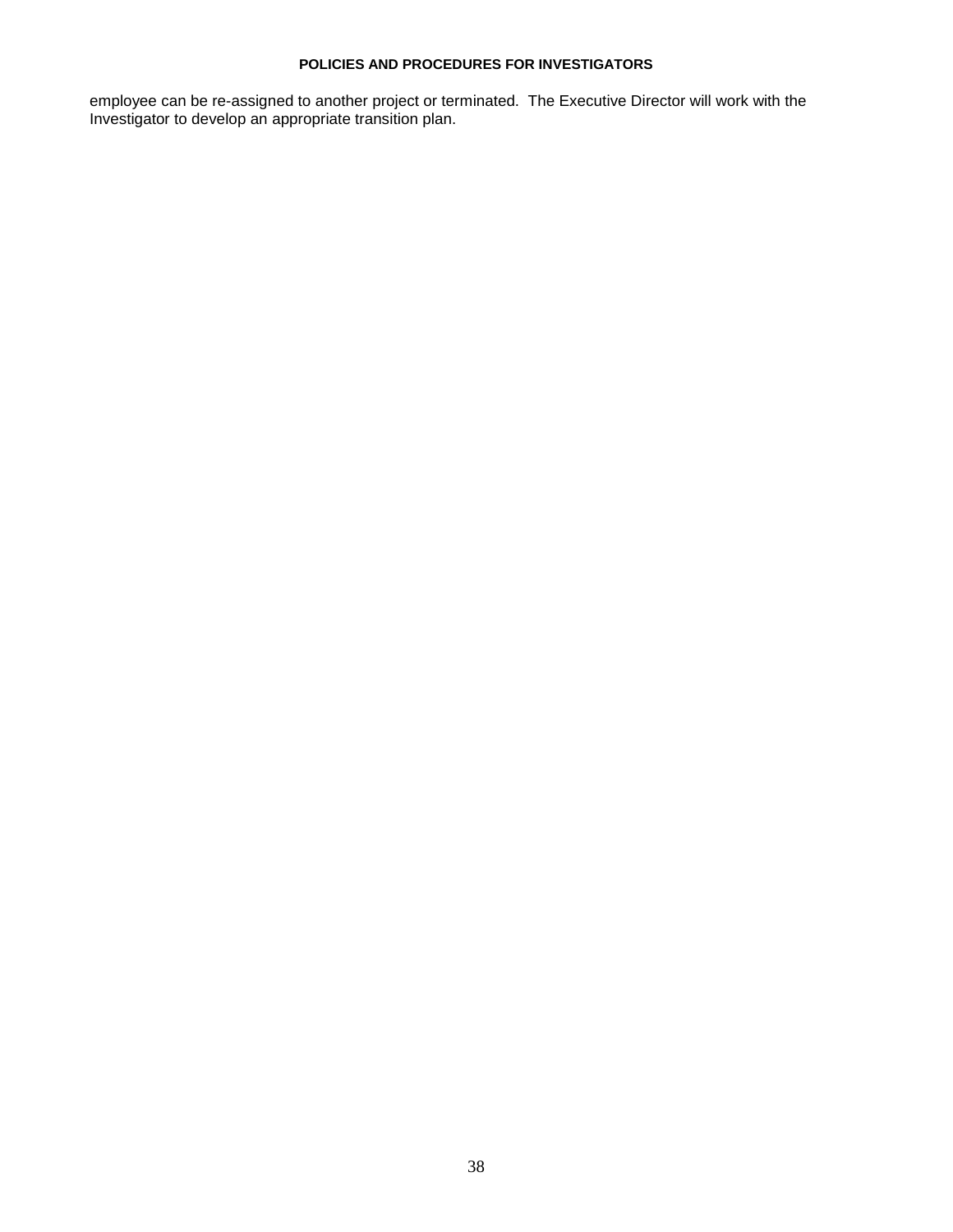employee can be re-assigned to another project or terminated. The Executive Director will work with the Investigator to develop an appropriate transition plan.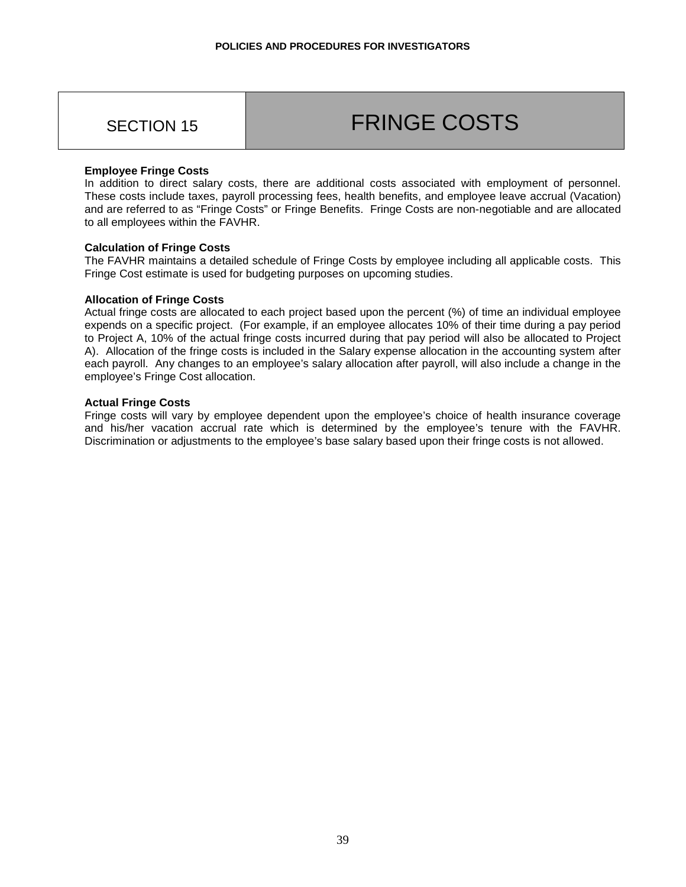# SECTION 15 FRINGE COSTS

**Employee Fringe Costs**

In addition to direct salary costs, there are additional costs associated with employment of personnel. These costs include taxes, payroll processing fees, health benefits, and employee leave accrual (Vacation) and are referred to as "Fringe Costs" or Fringe Benefits. Fringe Costs are non-negotiable and are allocated to all employees within the FAVHR.

**Calculation of Fringe Costs**

The FAVHR maintains a detailed schedule of Fringe Costs by employee including all applicable costs. This Fringe Cost estimate is used for budgeting purposes on upcoming studies.

**Allocation of Fringe Costs**

Actual fringe costs are allocated to each project based upon the percent (%) of time an individual employee expends on a specific project. (For example, if an employee allocates 10% of their time during a pay period to Project A, 10% of the actual fringe costs incurred during that pay period will also be allocated to Project A). Allocation of the fringe costs is included in the Salary expense allocation in the accounting system after each payroll. Any changes to an employee's salary allocation after payroll, will also include a change in the employee's Fringe Cost allocation.

**Actual Fringe Costs**

Fringe costs will vary by employee dependent upon the employee's choice of health insurance coverage and his/her vacation accrual rate which is determined by the employee's tenure with the FAVHR. Discrimination or adjustments to the employee's base salary based upon their fringe costs is not allowed.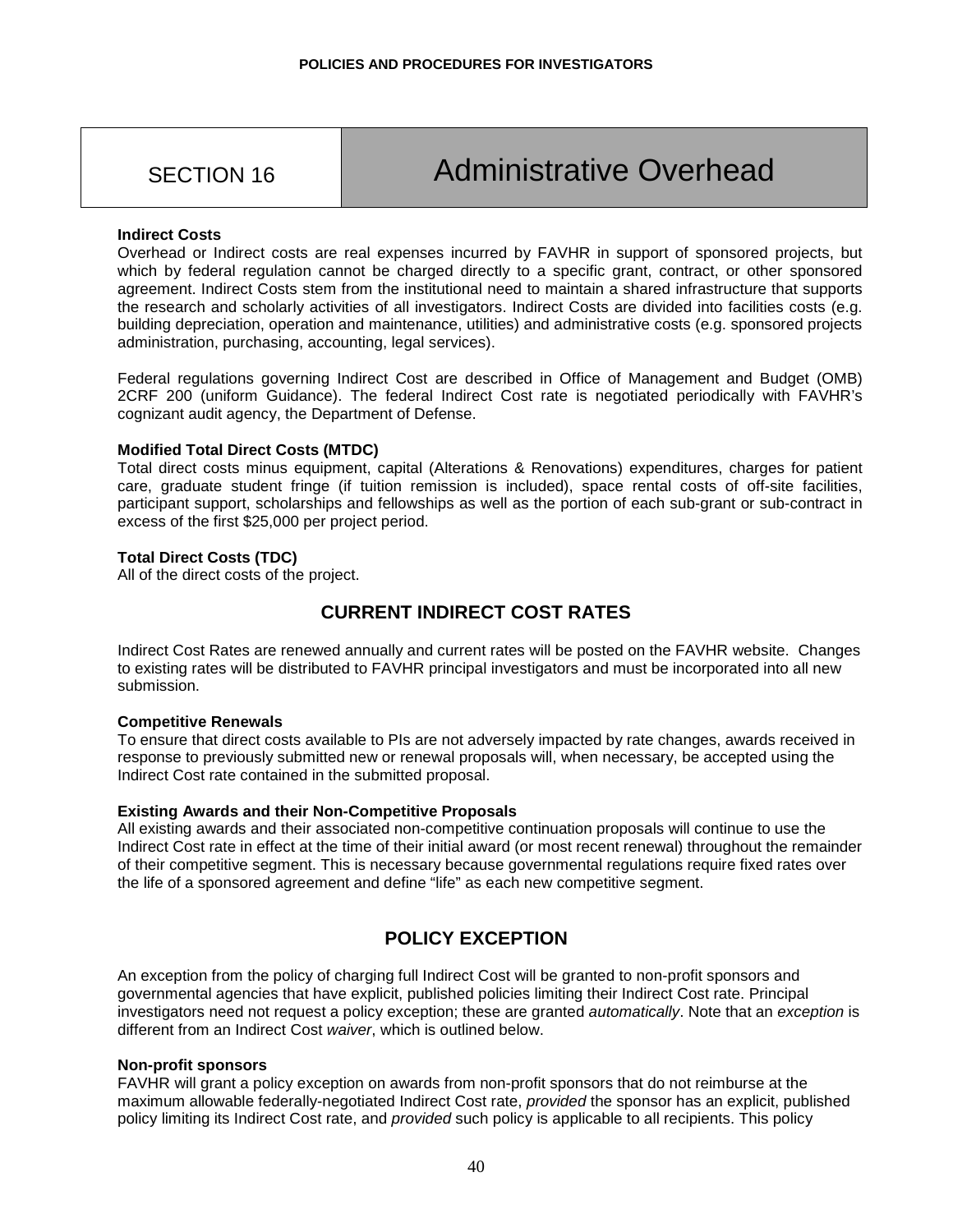# SECTION 16 Administrative Overhead

**Indirect Costs**

Overhead or Indirect costs are real expenses incurred by FAVHR in support of sponsored projects, but which by federal regulation cannot be charged directly to a specific grant, contract, or other sponsored agreement. Indirect Costs stem from the institutional need to maintain a shared infrastructure that supports the research and scholarly activities of all investigators. Indirect Costs are divided into facilities costs (e.g. building depreciation, operation and maintenance, utilities) and administrative costs (e.g. sponsored projects administration, purchasing, accounting, legal services).

Federal regulations governing Indirect Cost are described in Office of Management and Budget (OMB) 2CRF 200 (uniform Guidance). The federal Indirect Cost rate is negotiated periodically with FAVHR's cognizant audit agency, the Department of Defense.

**Modified Total Direct Costs (MTDC)**

Total direct costs minus equipment, capital (Alterations & Renovations) expenditures, charges for patient care, graduate student fringe (if tuition remission is included), space rental costs of off-site facilities, participant support, scholarships and fellowships as well as the portion of each sub-grant or sub-contract in excess of the first $25,000 per project period.

**Total Direct Costs (TDC)**

All of the direct costs of the project.

## CURRENT INDIRECT COST RATES

Indirect Cost Rates are renewed annually and current rates will be posted on the FAVHR website. Changes to existing rates will be distributed to FAVHR principal investigators and must be incorporated into all new submission.

**Competitive Renewals**

To ensure that direct costs available to PIs are not adversely impacted by rate changes, awards received in response to previously submitted new or renewal proposals will, when necessary, be accepted using the Indirect Cost rate contained in the submitted proposal.

**Existing Awards and their Non-Competitive Proposals**

All existing awards and their associated non-competitive continuation proposals will continue to use the Indirect Cost rate in effect at the time of their initial award (or most recent renewal) throughout the remainder of their competitive segment. This is necessary because governmental regulations require fixed rates over the life of a sponsored agreement and define "life" as each new competitive segment.

## POLICY EXCEPTION

An exception from the policy of charging full Indirect Cost will be granted to non-profit sponsors and governmental agencies that have explicit, published policies limiting their Indirect Cost rate. Principal investigators need not request a policy exception; these are granted *automatically*. Note that an *exception* is different from an Indirect Cost *waiver*, which is outlined below.

**Non-profit sponsors**

FAVHR will grant a policy exception on awards from non-profit sponsors that do not reimburse at the maximum allowable federally-negotiated Indirect Cost rate, *provided* the sponsor has an explicit, published policy limiting its Indirect Cost rate, and *provided* such policy is applicable to all recipients. This policy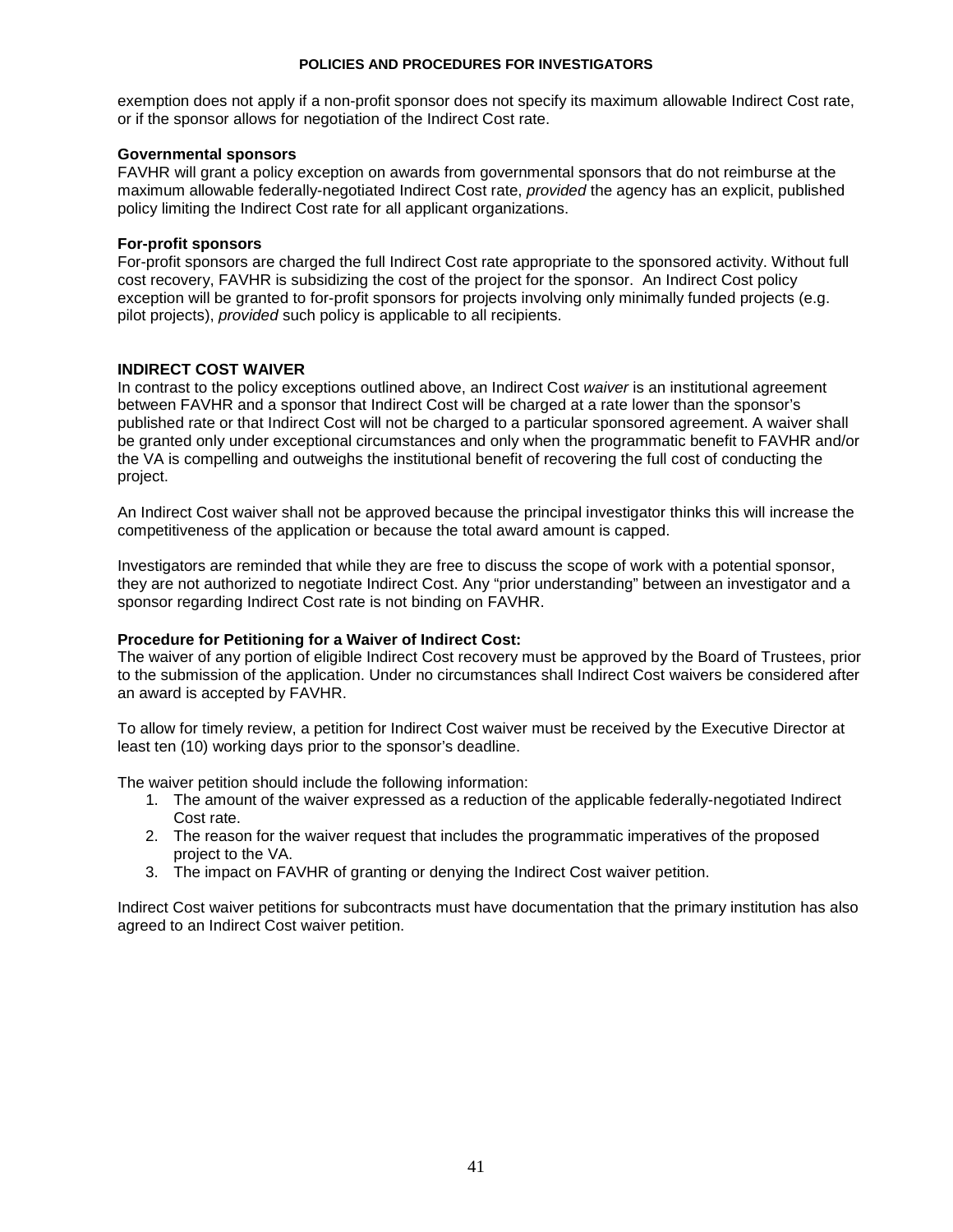exemption does not apply if a non-profit sponsor does not specify its maximum allowable Indirect Cost rate, or if the sponsor allows for negotiation of the Indirect Cost rate.

**Governmental sponsors**

FAVHR will grant a policy exception on awards from governmental sponsors that do not reimburse at the maximum allowable federally-negotiated Indirect Cost rate, *provided* the agency has an explicit, published policy limiting the Indirect Cost rate for all applicant organizations.

**For-profit sponsors**

For-profit sponsors are charged the full Indirect Cost rate appropriate to the sponsored activity. Without full cost recovery, FAVHR is subsidizing the cost of the project for the sponsor. An Indirect Cost policy exception will be granted to for-profit sponsors for projects involving only minimally funded projects (e.g. pilot projects), *provided* such policy is applicable to all recipients.

## INDIRECT COST WAIVER

In contrast to the policy exceptions outlined above, an Indirect Cost *waiver* is an institutional agreement between FAVHR and a sponsor that Indirect Cost will be charged at a rate lower than the sponsor's published rate or that Indirect Cost will not be charged to a particular sponsored agreement. A waiver shall be granted only under exceptional circumstances and only when the programmatic benefit to FAVHR and/or the VA is compelling and outweighs the institutional benefit of recovering the full cost of conducting the project.

An Indirect Cost waiver shall not be approved because the principal investigator thinks this will increase the competitiveness of the application or because the total award amount is capped.

Investigators are reminded that while they are free to discuss the scope of work with a potential sponsor, they are not authorized to negotiate Indirect Cost. Any "prior understanding" between an investigator and a sponsor regarding Indirect Cost rate is not binding on FAVHR.

**Procedure for Petitioning for a Waiver of Indirect Cost:**

The waiver of any portion of eligible Indirect Cost recovery must be approved by the Board of Trustees, prior to the submission of the application. Under no circumstances shall Indirect Cost waivers be considered after an award is accepted by FAVHR.

To allow for timely review, a petition for Indirect Cost waiver must be received by the Executive Director at least ten (10) working days prior to the sponsor's deadline.

The waiver petition should include the following information:

1. The amount of the waiver expressed as a reduction of the applicable federally-negotiated Indirect Cost rate.
2. The reason for the waiver request that includes the programmatic imperatives of the proposed project to the VA.
3. The impact on FAVHR of granting or denying the Indirect Cost waiver petition.

Indirect Cost waiver petitions for subcontracts must have documentation that the primary institution has also agreed to an Indirect Cost waiver petition.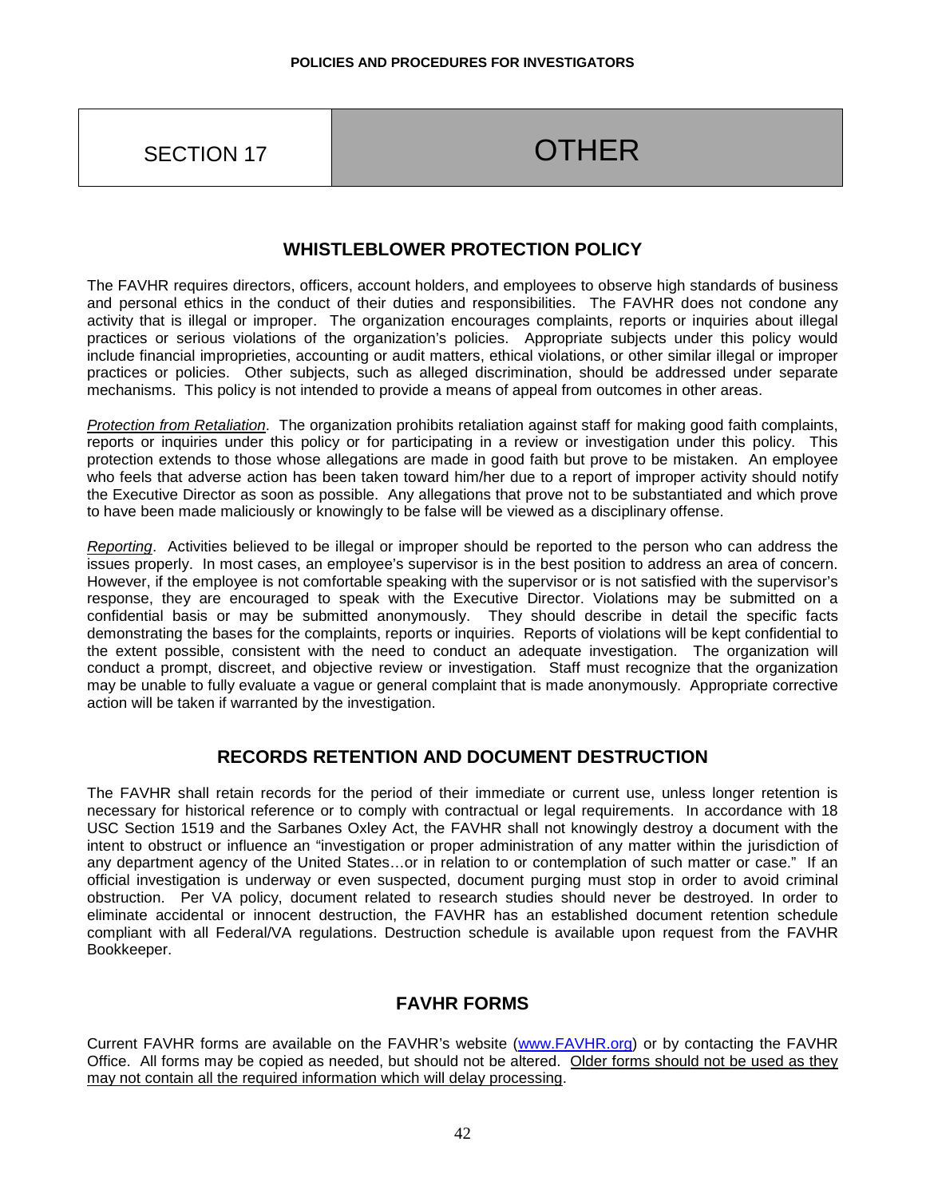# SECTION 17 OTHER

## WHISTLEBLOWER PROTECTION POLICY

The FAVHR requires directors, officers, account holders, and employees to observe high standards of business and personal ethics in the conduct of their duties and responsibilities. The FAVHR does not condone any activity that is illegal or improper. The organization encourages complaints, reports or inquiries about illegal practices or serious violations of the organization's policies. Appropriate subjects under this policy would include financial improprieties, accounting or audit matters, ethical violations, or other similar illegal or improper practices or policies. Other subjects, such as alleged discrimination, should be addressed under separate mechanisms. This policy is not intended to provide a means of appeal from outcomes in other areas.

*Protection from Retaliation*. The organization prohibits retaliation against staff for making good faith complaints, reports or inquiries under this policy or for participating in a review or investigation under this policy. This protection extends to those whose allegations are made in good faith but prove to be mistaken. An employee who feels that adverse action has been taken toward him/her due to a report of improper activity should notify the Executive Director as soon as possible. Any allegations that prove not to be substantiated and which prove to have been made maliciously or knowingly to be false will be viewed as a disciplinary offense.

*Reporting*. Activities believed to be illegal or improper should be reported to the person who can address the issues properly. In most cases, an employee's supervisor is in the best position to address an area of concern. However, if the employee is not comfortable speaking with the supervisor or is not satisfied with the supervisor's response, they are encouraged to speak with the Executive Director. Violations may be submitted on a confidential basis or may be submitted anonymously. They should describe in detail the specific facts demonstrating the bases for the complaints, reports or inquiries. Reports of violations will be kept confidential to the extent possible, consistent with the need to conduct an adequate investigation. The organization will conduct a prompt, discreet, and objective review or investigation. Staff must recognize that the organization may be unable to fully evaluate a vague or general complaint that is made anonymously. Appropriate corrective action will be taken if warranted by the investigation.

## RECORDS RETENTION AND DOCUMENT DESTRUCTION

The FAVHR shall retain records for the period of their immediate or current use, unless longer retention is necessary for historical reference or to comply with contractual or legal requirements. In accordance with 18 USC Section 1519 and the Sarbanes Oxley Act, the FAVHR shall not knowingly destroy a document with the intent to obstruct or influence an "investigation or proper administration of any matter within the jurisdiction of any department agency of the United States…or in relation to or contemplation of such matter or case." If an official investigation is underway or even suspected, document purging must stop in order to avoid criminal obstruction. Per VA policy, document related to research studies should never be destroyed. In order to eliminate accidental or innocent destruction, the FAVHR has an established document retention schedule compliant with all Federal/VA regulations. Destruction schedule is available upon request from the FAVHR Bookkeeper.

## FAVHR FORMS

Current FAVHR forms are available on the FAVHR's website (www.FAVHR.org) or by contacting the FAVHR Office. All forms may be copied as needed, but should not be altered. <u>Older forms should not be used as they may not contain all the required information which will delay processing</u>.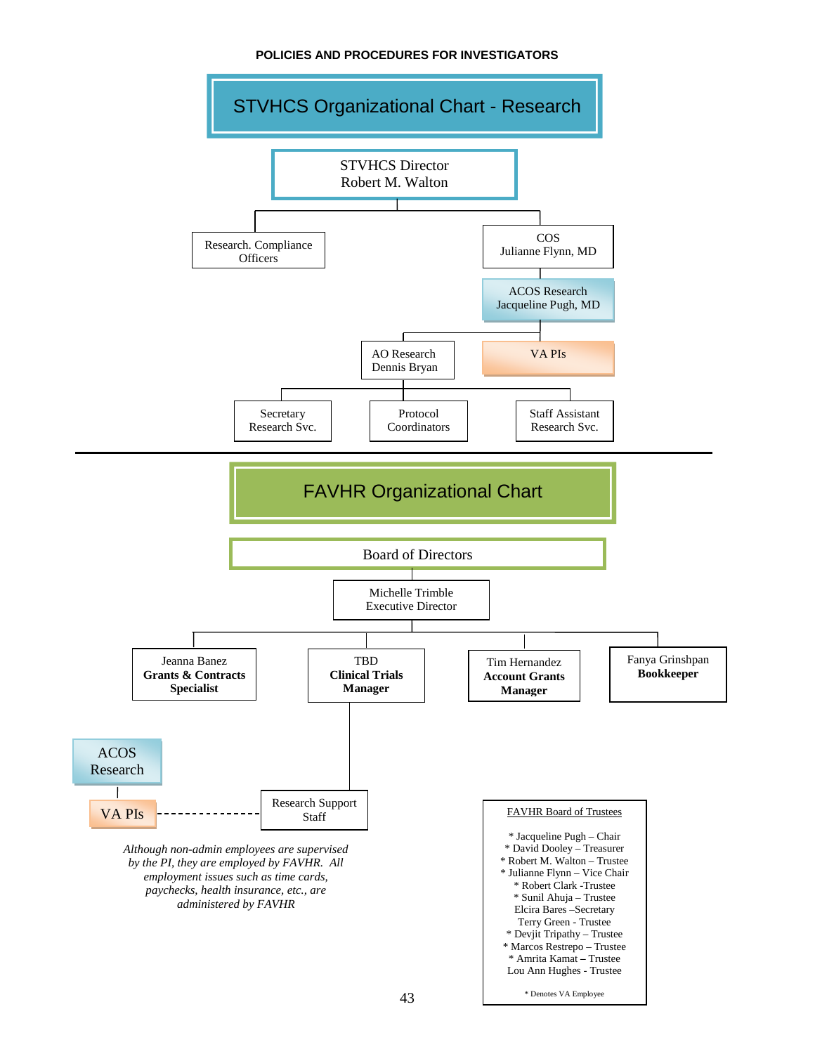# STVHCS Organizational Chart - Research

- STVHCS Director
  Robert M. Walton
  - Research. Compliance Officers
  - COS
    Julianne Flynn, MD
    - ACOS Research
      Jacqueline Pugh, MD
      - AO Research
        Dennis Bryan
        - Secretary Research Svc.
        - Protocol Coordinators
        - Staff Assistant Research Svc.
      - VA PIs

---

# FAVHR Organizational Chart

- Board of Directors
  - Michelle Trimble
    Executive Director
    - Jeanna Banez
      **Grants & Contracts Specialist**
    - TBD
      **Clinical Trials Manager**
      - Research Support Staff
    - Tim Hernandez
      **Account Grants Manager**
    - Fanya Grinshpan
      **Bookkeeper**

ACOS Research
- VA PIs - - - - Research Support Staff

*Although non-admin employees are supervised by the PI, they are employed by FAVHR. All employment issues such as time cards, paychecks, health insurance, etc., are administered by FAVHR*

<u>FAVHR Board of Trustees</u>

\* Jacqueline Pugh – Chair
\* David Dooley – Treasurer
\* Robert M. Walton – Trustee
\* Julianne Flynn – Vice Chair
\* Robert Clark -Trustee
\* Sunil Ahuja – Trustee
Elcira Bares –Secretary
Terry Green - Trustee
\* Devjit Tripathy – Trustee
\* Marcos Restrepo – Trustee
\* Amrita Kamat – Trustee
Lou Ann Hughes - Trustee

\* Denotes VA Employee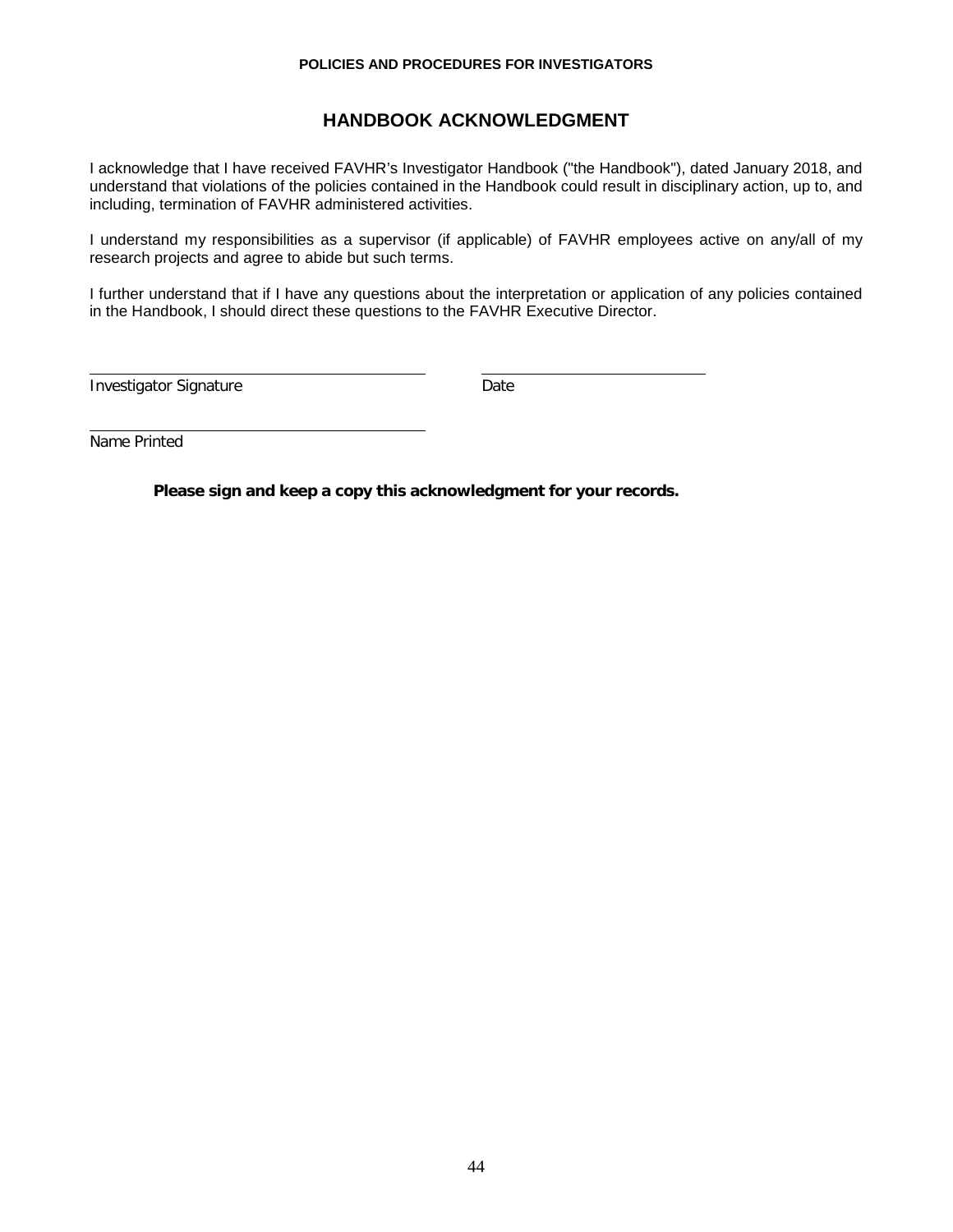# HANDBOOK ACKNOWLEDGMENT

I acknowledge that I have received FAVHR's Investigator Handbook ("the Handbook"), dated January 2018, and understand that violations of the policies contained in the Handbook could result in disciplinary action, up to, and including, termination of FAVHR administered activities.

I understand my responsibilities as a supervisor (if applicable) of FAVHR employees active on any/all of my research projects and agree to abide but such terms.

I further understand that if I have any questions about the interpretation or application of any policies contained in the Handbook, I should direct these questions to the FAVHR Executive Director.

\_\_\_\_\_\_\_\_\_\_\_\_\_\_\_\_\_\_\_\_\_\_\_\_\_\_\_\_\_\_\_\_\_\_\_\_ \_\_\_\_\_\_\_\_\_\_\_\_\_\_\_\_\_\_\_\_\_\_\_\_

Investigator Signature Date

\_\_\_\_\_\_\_\_\_\_\_\_\_\_\_\_\_\_\_\_\_\_\_\_\_\_\_\_\_\_\_\_\_\_\_\_

Name Printed

**Please sign and keep a copy this acknowledgment for your records.**